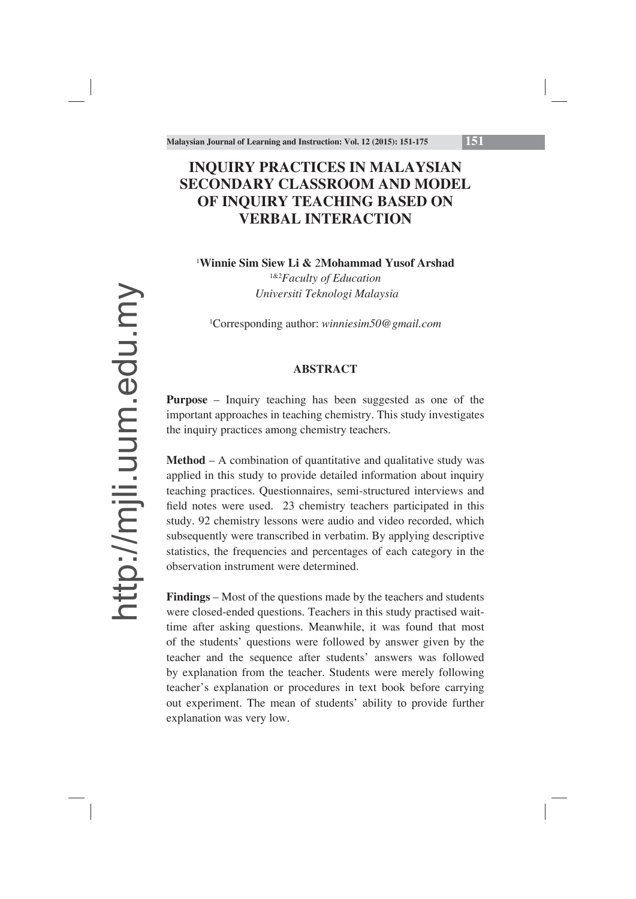# INQUIRY PRACTICES IN MALAYSIAN SECONDARY CLASSROOM AND MODEL OF INQUIRY TEACHING BASED ON VERBAL INTERACTION

[1]**Winnie Sim Siew Li** & 2**Mohammad Yusof Arshad**

[1&2]*Faculty of Education*
*Universiti Teknologi Malaysia*

[1]Corresponding author: *winniesim50@gmail.com*

## ABSTRACT

**Purpose** – Inquiry teaching has been suggested as one of the important approaches in teaching chemistry. This study investigates the inquiry practices among chemistry teachers.

**Method** – A combination of quantitative and qualitative study was applied in this study to provide detailed information about inquiry teaching practices. Questionnaires, semi-structured interviews and field notes were used. 23 chemistry teachers participated in this study. 92 chemistry lessons were audio and video recorded, which subsequently were transcribed in verbatim. By applying descriptive statistics, the frequencies and percentages of each category in the observation instrument were determined.

**Findings** – Most of the questions made by the teachers and students were closed-ended questions. Teachers in this study practised wait-time after asking questions. Meanwhile, it was found that most of the students' questions were followed by answer given by the teacher and the sequence after students' answers was followed by explanation from the teacher. Students were merely following teacher's explanation or procedures in text book before carrying out experiment. The mean of students' ability to provide further explanation was very low.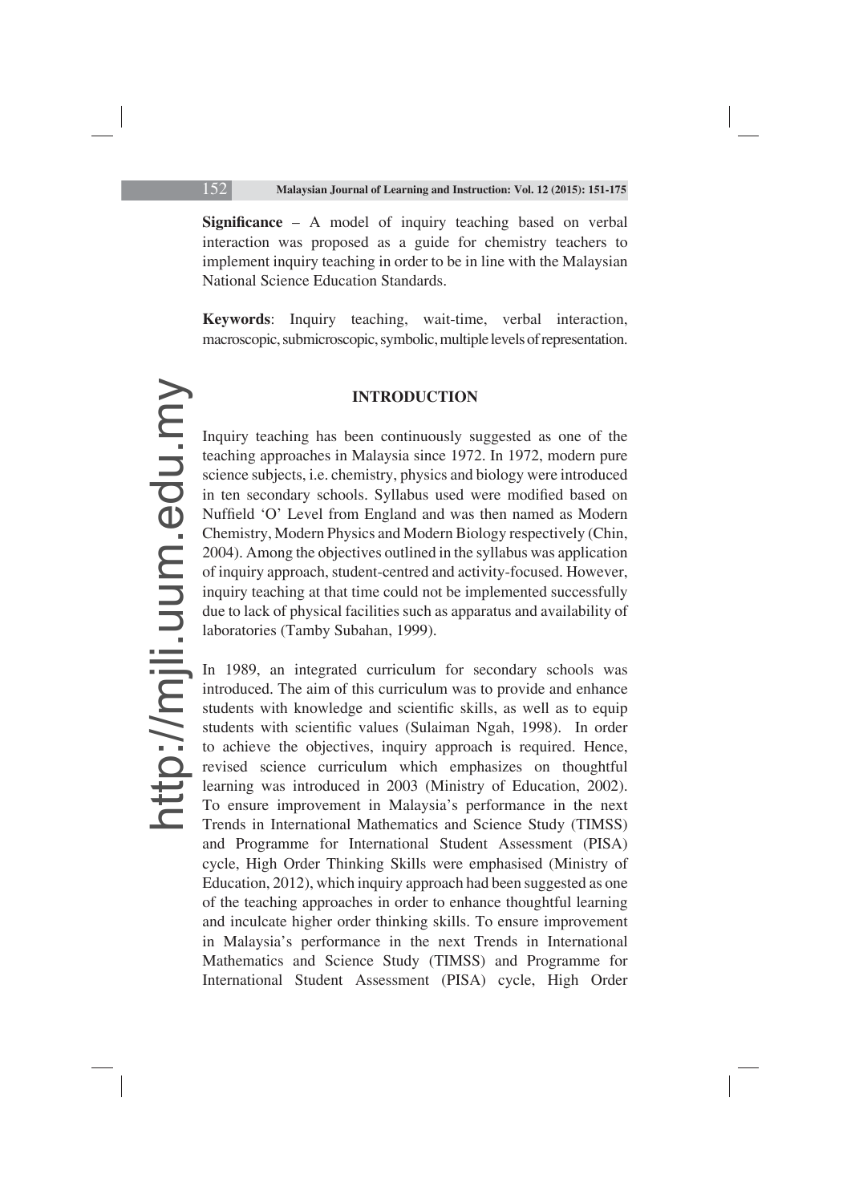**Significance** – A model of inquiry teaching based on verbal interaction was proposed as a guide for chemistry teachers to implement inquiry teaching in order to be in line with the Malaysian National Science Education Standards.

**Keywords**: Inquiry teaching, wait-time, verbal interaction, macroscopic, submicroscopic, symbolic, multiple levels of representation.

## INTRODUCTION

Inquiry teaching has been continuously suggested as one of the teaching approaches in Malaysia since 1972. In 1972, modern pure science subjects, i.e. chemistry, physics and biology were introduced in ten secondary schools. Syllabus used were modified based on Nuffield 'O' Level from England and was then named as Modern Chemistry, Modern Physics and Modern Biology respectively (Chin, 2004). Among the objectives outlined in the syllabus was application of inquiry approach, student-centred and activity-focused. However, inquiry teaching at that time could not be implemented successfully due to lack of physical facilities such as apparatus and availability of laboratories (Tamby Subahan, 1999).

In 1989, an integrated curriculum for secondary schools was introduced. The aim of this curriculum was to provide and enhance students with knowledge and scientific skills, as well as to equip students with scientific values (Sulaiman Ngah, 1998). In order to achieve the objectives, inquiry approach is required. Hence, revised science curriculum which emphasizes on thoughtful learning was introduced in 2003 (Ministry of Education, 2002). To ensure improvement in Malaysia's performance in the next Trends in International Mathematics and Science Study (TIMSS) and Programme for International Student Assessment (PISA) cycle, High Order Thinking Skills were emphasised (Ministry of Education, 2012), which inquiry approach had been suggested as one of the teaching approaches in order to enhance thoughtful learning and inculcate higher order thinking skills. To ensure improvement in Malaysia's performance in the next Trends in International Mathematics and Science Study (TIMSS) and Programme for International Student Assessment (PISA) cycle, High Order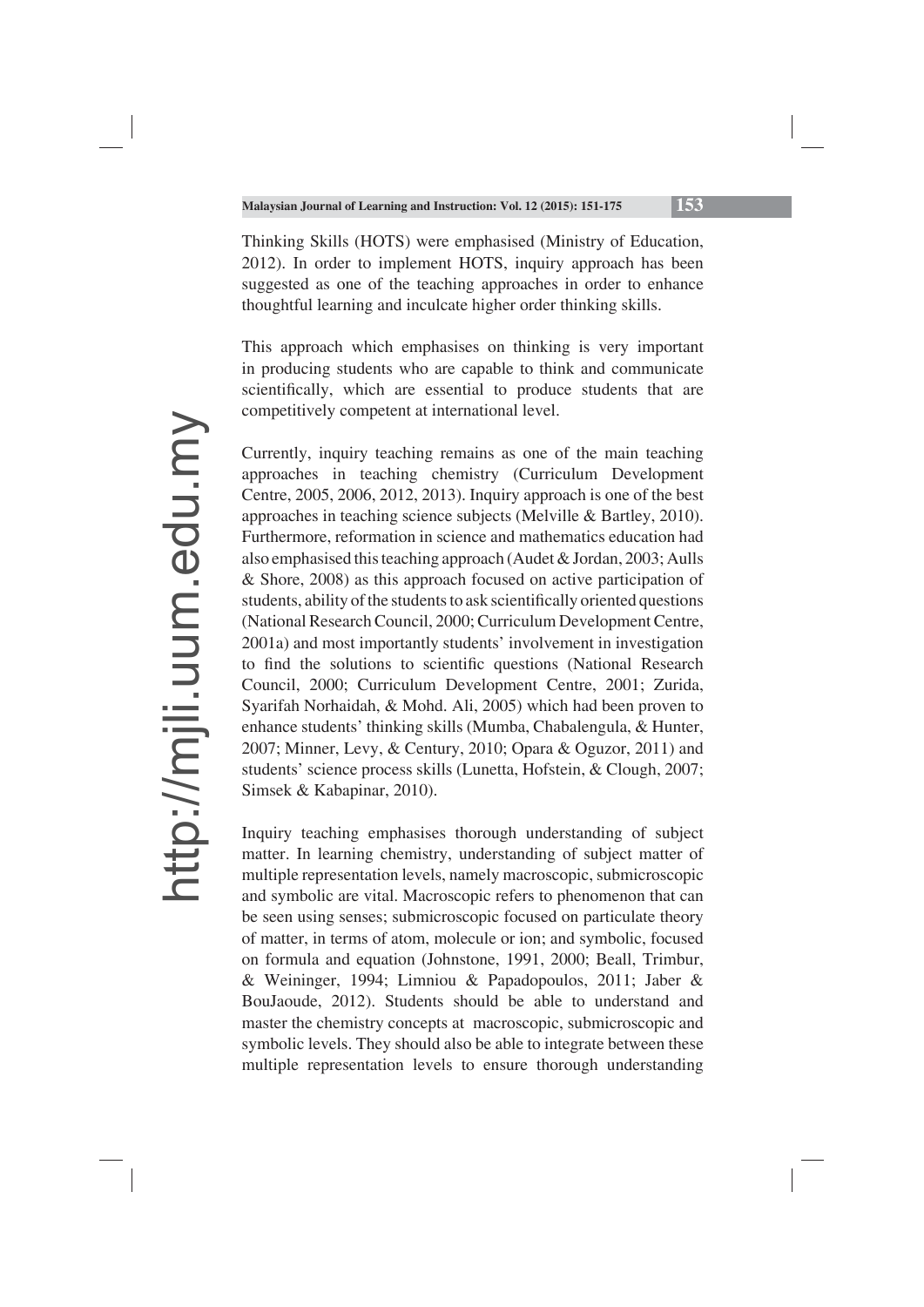Thinking Skills (HOTS) were emphasised (Ministry of Education, 2012). In order to implement HOTS, inquiry approach has been suggested as one of the teaching approaches in order to enhance thoughtful learning and inculcate higher order thinking skills.

This approach which emphasises on thinking is very important in producing students who are capable to think and communicate scientifically, which are essential to produce students that are competitively competent at international level.

Currently, inquiry teaching remains as one of the main teaching approaches in teaching chemistry (Curriculum Development Centre, 2005, 2006, 2012, 2013). Inquiry approach is one of the best approaches in teaching science subjects (Melville & Bartley, 2010). Furthermore, reformation in science and mathematics education had also emphasised this teaching approach (Audet & Jordan, 2003; Aulls & Shore, 2008) as this approach focused on active participation of students, ability of the students to ask scientifically oriented questions (National Research Council, 2000; Curriculum Development Centre, 2001a) and most importantly students' involvement in investigation to find the solutions to scientific questions (National Research Council, 2000; Curriculum Development Centre, 2001; Zurida, Syarifah Norhaidah, & Mohd. Ali, 2005) which had been proven to enhance students' thinking skills (Mumba, Chabalengula, & Hunter, 2007; Minner, Levy, & Century, 2010; Opara & Oguzor, 2011) and students' science process skills (Lunetta, Hofstein, & Clough, 2007; Simsek & Kabapinar, 2010).

Inquiry teaching emphasises thorough understanding of subject matter. In learning chemistry, understanding of subject matter of multiple representation levels, namely macroscopic, submicroscopic and symbolic are vital. Macroscopic refers to phenomenon that can be seen using senses; submicroscopic focused on particulate theory of matter, in terms of atom, molecule or ion; and symbolic, focused on formula and equation (Johnstone, 1991, 2000; Beall, Trimbur, & Weininger, 1994; Limniou & Papadopoulos, 2011; Jaber & BouJaoude, 2012). Students should be able to understand and master the chemistry concepts at macroscopic, submicroscopic and symbolic levels. They should also be able to integrate between these multiple representation levels to ensure thorough understanding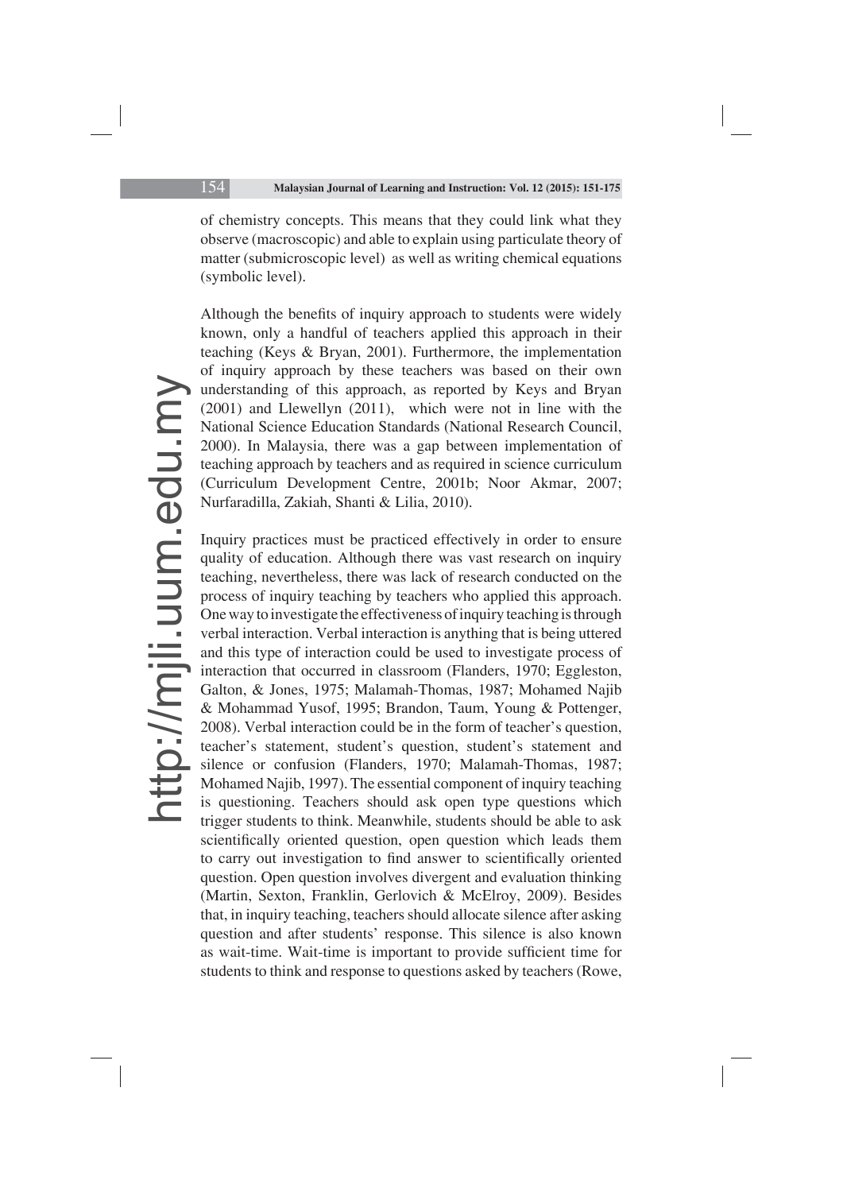of chemistry concepts. This means that they could link what they observe (macroscopic) and able to explain using particulate theory of matter (submicroscopic level) as well as writing chemical equations (symbolic level).

Although the benefits of inquiry approach to students were widely known, only a handful of teachers applied this approach in their teaching (Keys & Bryan, 2001). Furthermore, the implementation of inquiry approach by these teachers was based on their own understanding of this approach, as reported by Keys and Bryan (2001) and Llewellyn (2011), which were not in line with the National Science Education Standards (National Research Council, 2000). In Malaysia, there was a gap between implementation of teaching approach by teachers and as required in science curriculum (Curriculum Development Centre, 2001b; Noor Akmar, 2007; Nurfaradilla, Zakiah, Shanti & Lilia, 2010).

Inquiry practices must be practiced effectively in order to ensure quality of education. Although there was vast research on inquiry teaching, nevertheless, there was lack of research conducted on the process of inquiry teaching by teachers who applied this approach. One way to investigate the effectiveness of inquiry teaching is through verbal interaction. Verbal interaction is anything that is being uttered and this type of interaction could be used to investigate process of interaction that occurred in classroom (Flanders, 1970; Eggleston, Galton, & Jones, 1975; Malamah-Thomas, 1987; Mohamed Najib & Mohammad Yusof, 1995; Brandon, Taum, Young & Pottenger, 2008). Verbal interaction could be in the form of teacher's question, teacher's statement, student's question, student's statement and silence or confusion (Flanders, 1970; Malamah-Thomas, 1987; Mohamed Najib, 1997). The essential component of inquiry teaching is questioning. Teachers should ask open type questions which trigger students to think. Meanwhile, students should be able to ask scientifically oriented question, open question which leads them to carry out investigation to find answer to scientifically oriented question. Open question involves divergent and evaluation thinking (Martin, Sexton, Franklin, Gerlovich & McElroy, 2009). Besides that, in inquiry teaching, teachers should allocate silence after asking question and after students' response. This silence is also known as wait-time. Wait-time is important to provide sufficient time for students to think and response to questions asked by teachers (Rowe,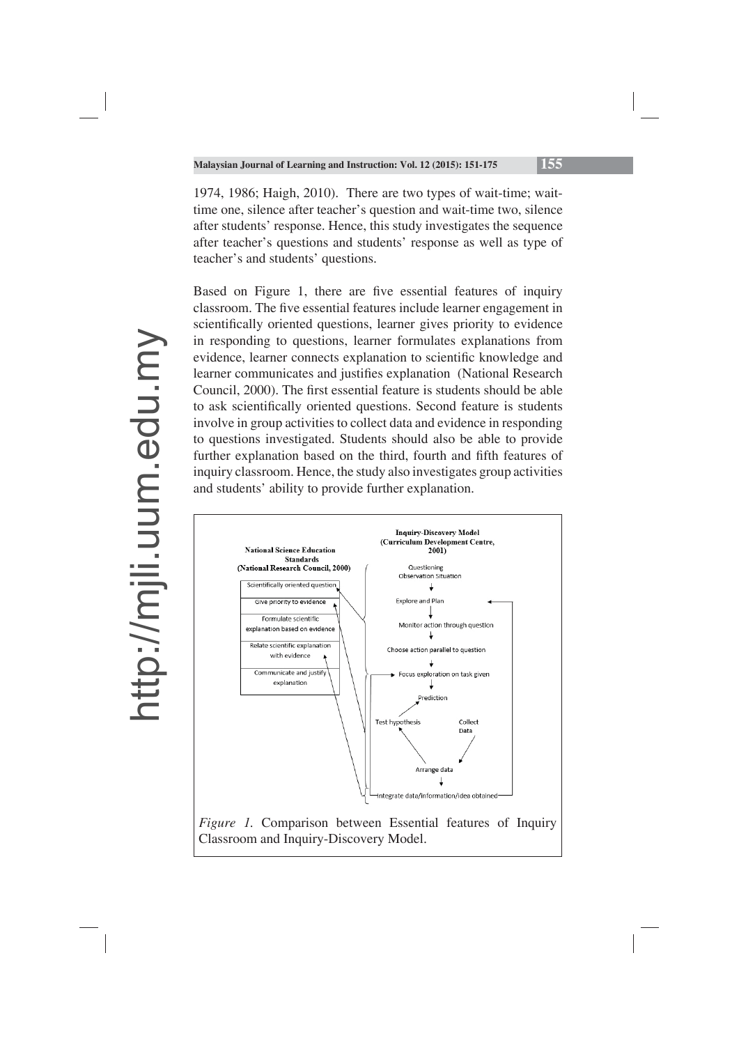1974, 1986; Haigh, 2010). There are two types of wait-time; wait-time one, silence after teacher's question and wait-time two, silence after students' response. Hence, this study investigates the sequence after teacher's questions and students' response as well as type of teacher's and students' questions.

Based on Figure 1, there are five essential features of inquiry classroom. The five essential features include learner engagement in scientifically oriented questions, learner gives priority to evidence in responding to questions, learner formulates explanations from evidence, learner connects explanation to scientific knowledge and learner communicates and justifies explanation (National Research Council, 2000). The first essential feature is students should be able to ask scientifically oriented questions. Second feature is students involve in group activities to collect data and evidence in responding to questions investigated. Students should also be able to provide further explanation based on the third, fourth and fifth features of inquiry classroom. Hence, the study also investigates group activities and students' ability to provide further explanation.

**National Science Education Standards (National Research Council, 2000)**

- Scientifically oriented question
- Give priority to evidence
- Formulate scientific explanation based on evidence
- Relate scientific explanation with evidence
- Communicate and justify explanation

**Inquiry-Discovery Model (Curriculum Development Centre, 2001)**

- Questioning Observation Situation
- Explore and Plan
- Monitor action through question
- Choose action parallel to question
- Focus exploration on task given
- Prediction
- Test hypothesis
- Collect Data
- Arrange data
- Integrate data/information/idea obtained

*Figure 1.* Comparison between Essential features of Inquiry Classroom and Inquiry-Discovery Model.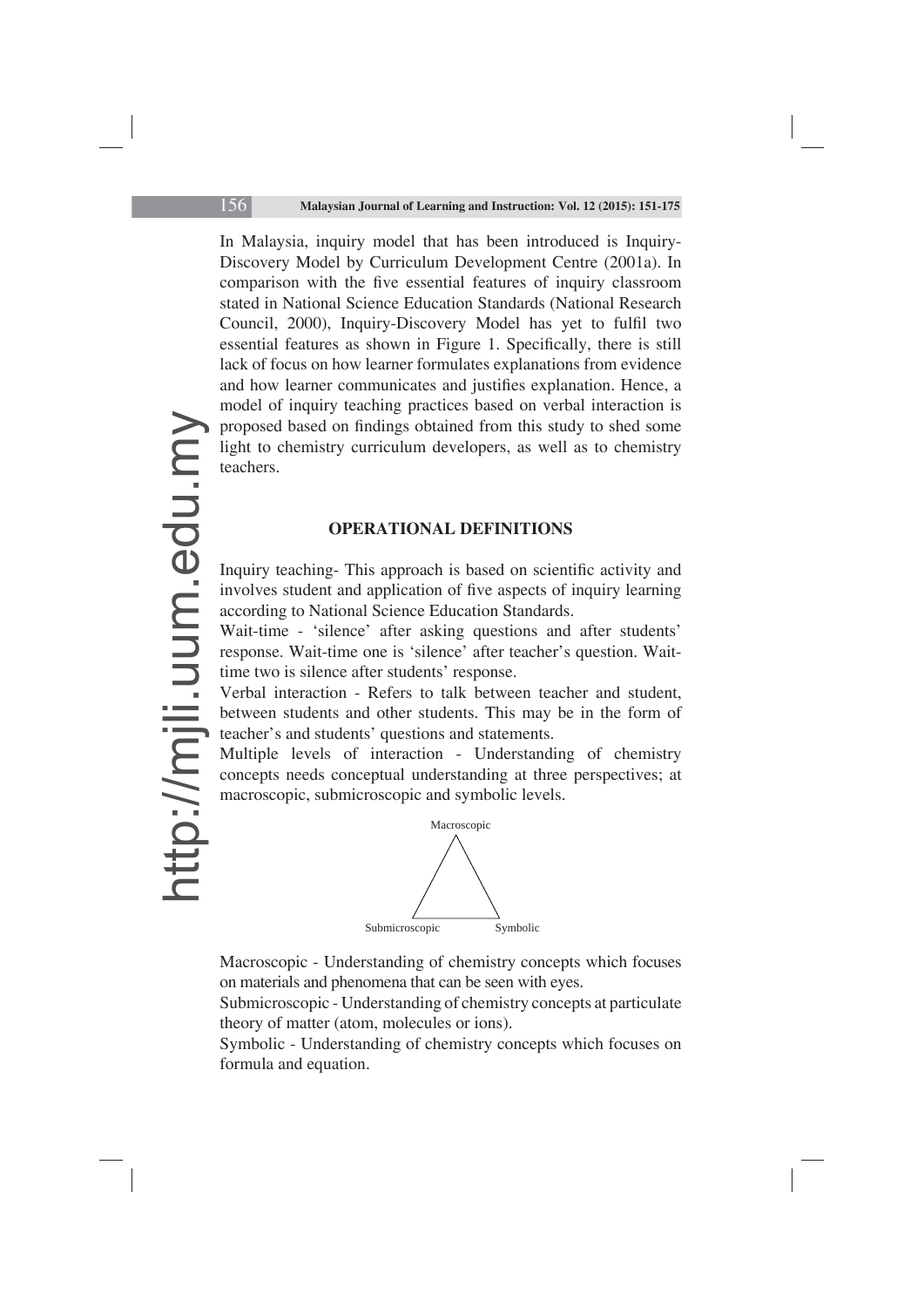In Malaysia, inquiry model that has been introduced is Inquiry-Discovery Model by Curriculum Development Centre (2001a). In comparison with the five essential features of inquiry classroom stated in National Science Education Standards (National Research Council, 2000), Inquiry-Discovery Model has yet to fulfil two essential features as shown in Figure 1. Specifically, there is still lack of focus on how learner formulates explanations from evidence and how learner communicates and justifies explanation. Hence, a model of inquiry teaching practices based on verbal interaction is proposed based on findings obtained from this study to shed some light to chemistry curriculum developers, as well as to chemistry teachers.

## OPERATIONAL DEFINITIONS

Inquiry teaching- This approach is based on scientific activity and involves student and application of five aspects of inquiry learning according to National Science Education Standards.

Wait-time - 'silence' after asking questions and after students' response. Wait-time one is 'silence' after teacher's question. Wait-time two is silence after students' response.

Verbal interaction - Refers to talk between teacher and student, between students and other students. This may be in the form of teacher's and students' questions and statements.

Multiple levels of interaction - Understanding of chemistry concepts needs conceptual understanding at three perspectives; at macroscopic, submicroscopic and symbolic levels.

Macroscopic

Submicroscopic Symbolic

Macroscopic - Understanding of chemistry concepts which focuses on materials and phenomena that can be seen with eyes.

Submicroscopic - Understanding of chemistry concepts at particulate theory of matter (atom, molecules or ions).

Symbolic - Understanding of chemistry concepts which focuses on formula and equation.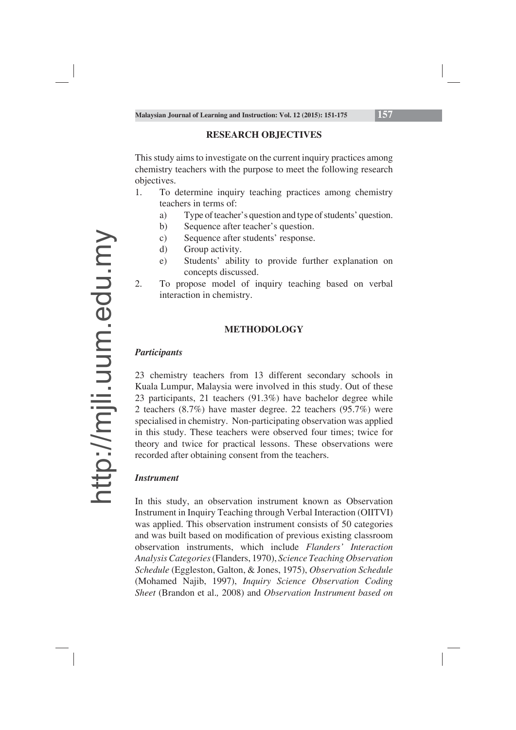## RESEARCH OBJECTIVES

This study aims to investigate on the current inquiry practices among chemistry teachers with the purpose to meet the following research objectives.

1. To determine inquiry teaching practices among chemistry teachers in terms of:
   a) Type of teacher's question and type of students' question.
   b) Sequence after teacher's question.
   c) Sequence after students' response.
   d) Group activity.
   e) Students' ability to provide further explanation on concepts discussed.
2. To propose model of inquiry teaching based on verbal interaction in chemistry.

## METHODOLOGY

### *Participants*

23 chemistry teachers from 13 different secondary schools in Kuala Lumpur, Malaysia were involved in this study. Out of these 23 participants, 21 teachers (91.3%) have bachelor degree while 2 teachers (8.7%) have master degree. 22 teachers (95.7%) were specialised in chemistry. Non-participating observation was applied in this study. These teachers were observed four times; twice for theory and twice for practical lessons. These observations were recorded after obtaining consent from the teachers.

### *Instrument*

In this study, an observation instrument known as Observation Instrument in Inquiry Teaching through Verbal Interaction (OIITVI) was applied. This observation instrument consists of 50 categories and was built based on modification of previous existing classroom observation instruments, which include *Flanders' Interaction Analysis Categories* (Flanders, 1970), *Science Teaching Observation Schedule* (Eggleston, Galton, & Jones, 1975), *Observation Schedule* (Mohamed Najib, 1997), *Inquiry Science Observation Coding Sheet* (Brandon et al., 2008) and *Observation Instrument based on*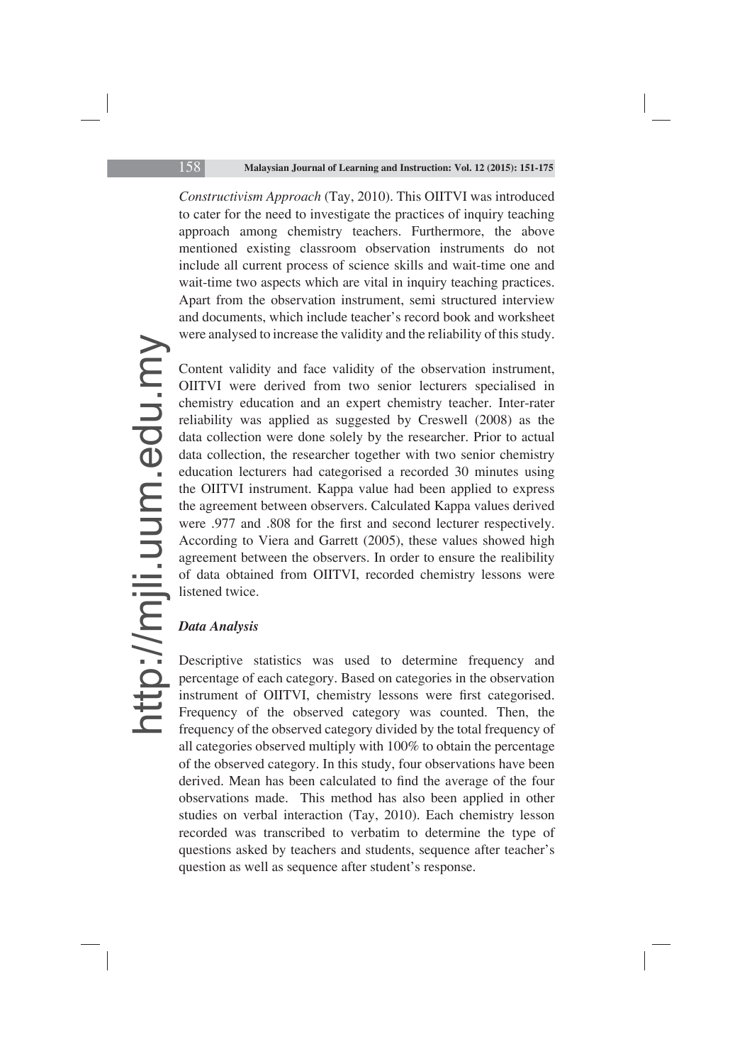*Constructivism Approach* (Tay, 2010). This OIITVI was introduced to cater for the need to investigate the practices of inquiry teaching approach among chemistry teachers. Furthermore, the above mentioned existing classroom observation instruments do not include all current process of science skills and wait-time one and wait-time two aspects which are vital in inquiry teaching practices. Apart from the observation instrument, semi structured interview and documents, which include teacher's record book and worksheet were analysed to increase the validity and the reliability of this study.

Content validity and face validity of the observation instrument, OIITVI were derived from two senior lecturers specialised in chemistry education and an expert chemistry teacher. Inter-rater reliability was applied as suggested by Creswell (2008) as the data collection were done solely by the researcher. Prior to actual data collection, the researcher together with two senior chemistry education lecturers had categorised a recorded 30 minutes using the OIITVI instrument. Kappa value had been applied to express the agreement between observers. Calculated Kappa values derived were .977 and .808 for the first and second lecturer respectively. According to Viera and Garrett (2005), these values showed high agreement between the observers. In order to ensure the realibility of data obtained from OIITVI, recorded chemistry lessons were listened twice.

### *Data Analysis*

Descriptive statistics was used to determine frequency and percentage of each category. Based on categories in the observation instrument of OIITVI, chemistry lessons were first categorised. Frequency of the observed category was counted. Then, the frequency of the observed category divided by the total frequency of all categories observed multiply with 100% to obtain the percentage of the observed category. In this study, four observations have been derived. Mean has been calculated to find the average of the four observations made. This method has also been applied in other studies on verbal interaction (Tay, 2010). Each chemistry lesson recorded was transcribed to verbatim to determine the type of questions asked by teachers and students, sequence after teacher's question as well as sequence after student's response.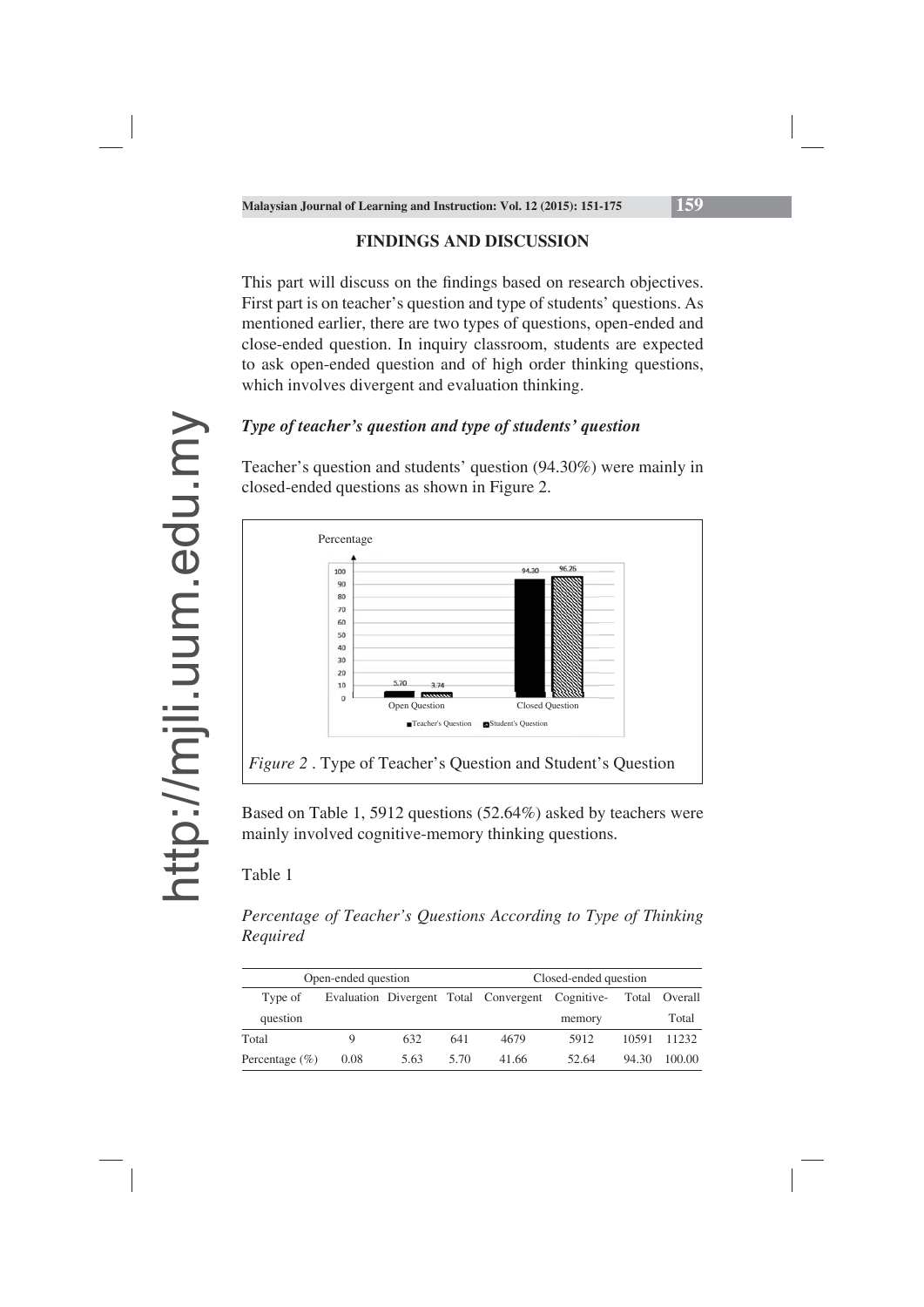## FINDINGS AND DISCUSSION

This part will discuss on the findings based on research objectives. First part is on teacher's question and type of students' questions. As mentioned earlier, there are two types of questions, open-ended and close-ended question. In inquiry classroom, students are expected to ask open-ended question and of high order thinking questions, which involves divergent and evaluation thinking.

### *Type of teacher's question and type of students' question*

Teacher's question and students' question (94.30%) were mainly in closed-ended questions as shown in Figure 2.

*Figure 2* . Type of Teacher's Question and Student's Question

Based on Table 1, 5912 questions (52.64%) asked by teachers were mainly involved cognitive-memory thinking questions.

Table 1

*Percentage of Teacher's Questions According to Type of Thinking Required*

| | Open-ended question | | | Closed-ended question | | | |
|---|---|---|---|---|---|---|---|
| Type of question | Evaluation | Divergent | Total | Convergent | Cognitive-memory | Total | Overall Total |
| Total | 9 | 632 | 641 | 4679 | 5912 | 10591 | 11232 |
| Percentage (%) | 0.08 | 5.63 | 5.70 | 41.66 | 52.64 | 94.30 | 100.00 |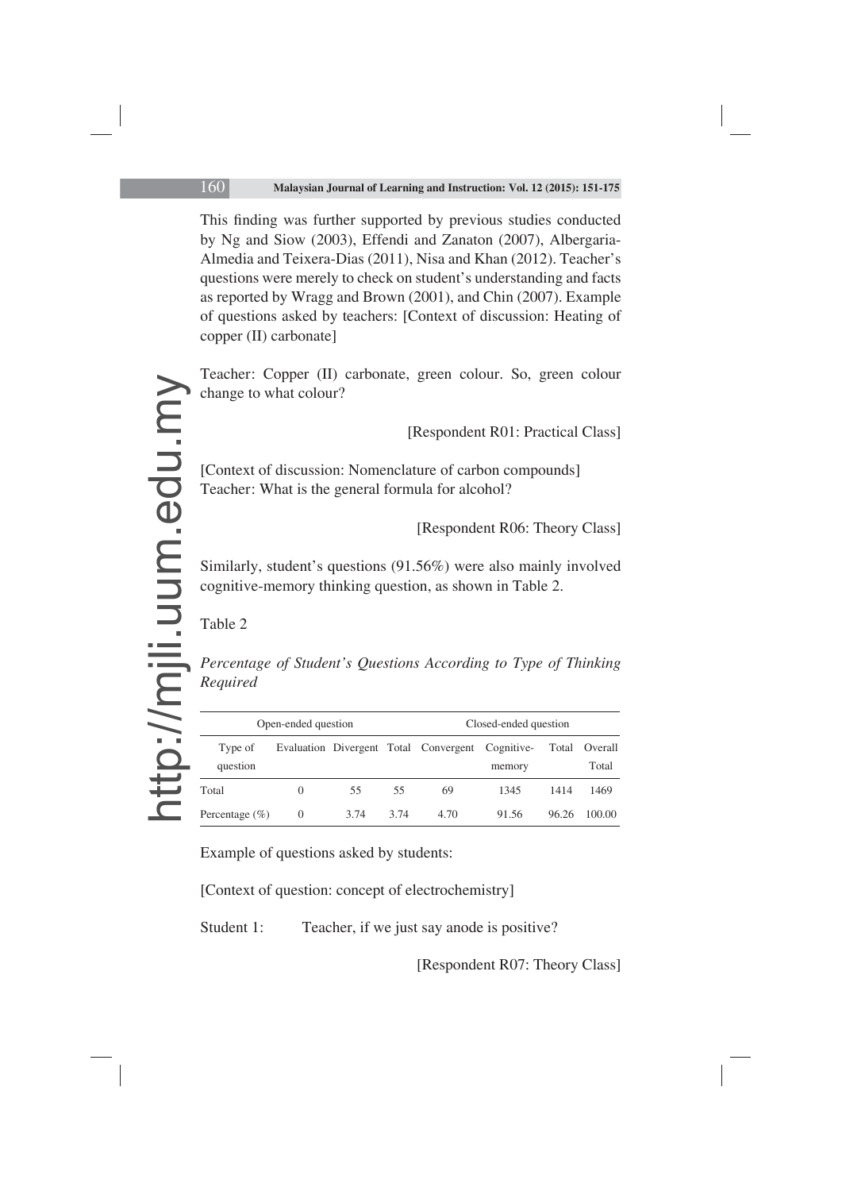This finding was further supported by previous studies conducted by Ng and Siow (2003), Effendi and Zanaton (2007), Albergaria-Almedia and Teixera-Dias (2011), Nisa and Khan (2012). Teacher's questions were merely to check on student's understanding and facts as reported by Wragg and Brown (2001), and Chin (2007). Example of questions asked by teachers: [Context of discussion: Heating of copper (II) carbonate]

Teacher: Copper (II) carbonate, green colour. So, green colour change to what colour?

[Respondent R01: Practical Class]

[Context of discussion: Nomenclature of carbon compounds]
Teacher: What is the general formula for alcohol?

[Respondent R06: Theory Class]

Similarly, student's questions (91.56%) were also mainly involved cognitive-memory thinking question, as shown in Table 2.

Table 2

*Percentage of Student's Questions According to Type of Thinking Required*

| | Open-ended question | | | Closed-ended question | | | |
|---|---|---|---|---|---|---|---|
| Type of question | Evaluation | Divergent | Total | Convergent | Cognitive-memory | Total | Overall Total |
| Total | 0 | 55 | 55 | 69 | 1345 | 1414 | 1469 |
| Percentage (%) | 0 | 3.74 | 3.74 | 4.70 | 91.56 | 96.26 | 100.00 |

Example of questions asked by students:

[Context of question: concept of electrochemistry]

Student 1: Teacher, if we just say anode is positive?

[Respondent R07: Theory Class]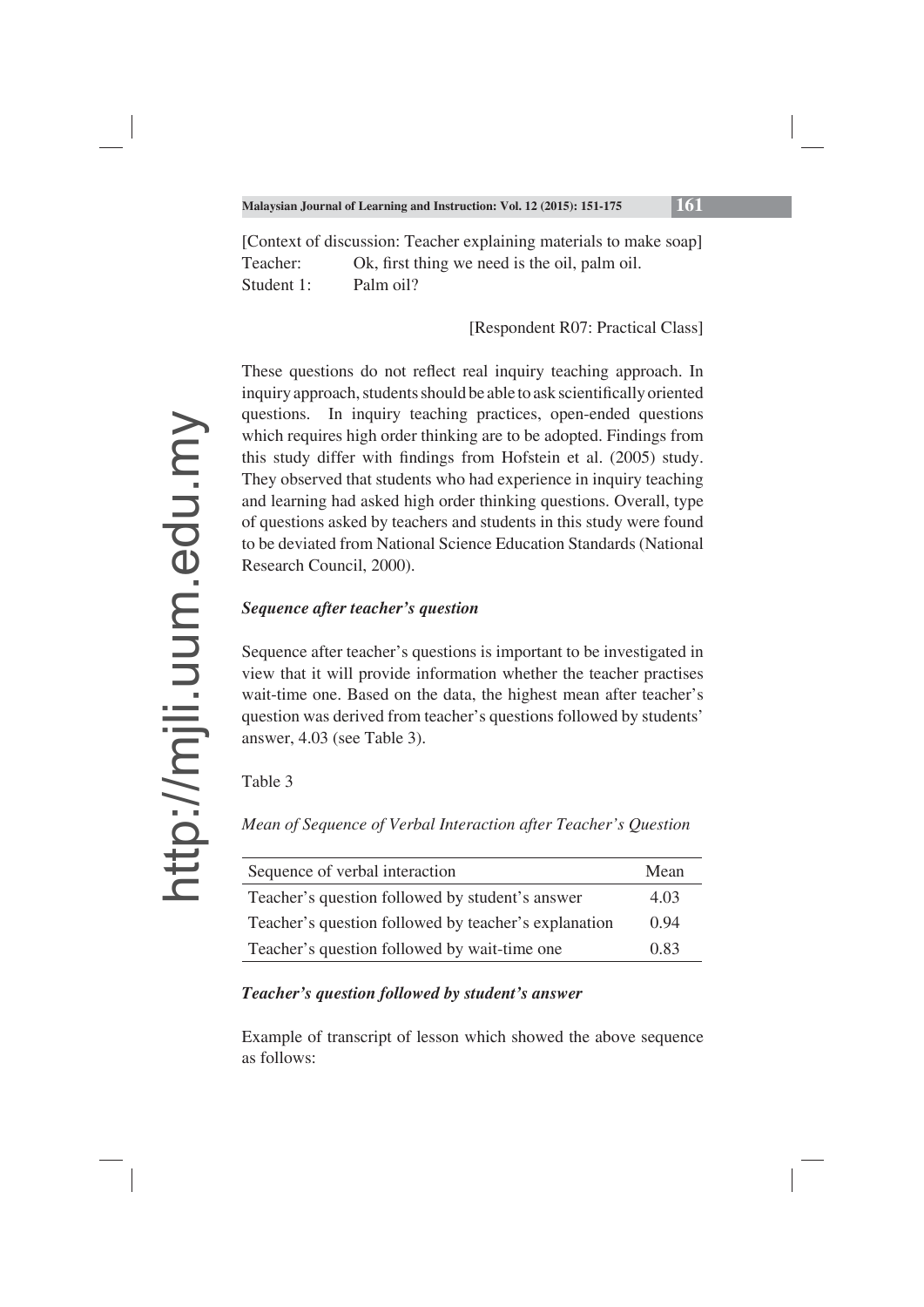[Context of discussion: Teacher explaining materials to make soap]

Teacher: Ok, first thing we need is the oil, palm oil.

Student 1: Palm oil?

[Respondent R07: Practical Class]

These questions do not reflect real inquiry teaching approach. In inquiry approach, students should be able to ask scientifically oriented questions. In inquiry teaching practices, open-ended questions which requires high order thinking are to be adopted. Findings from this study differ with findings from Hofstein et al. (2005) study. They observed that students who had experience in inquiry teaching and learning had asked high order thinking questions. Overall, type of questions asked by teachers and students in this study were found to be deviated from National Science Education Standards (National Research Council, 2000).

***Sequence after teacher's question***

Sequence after teacher's questions is important to be investigated in view that it will provide information whether the teacher practises wait-time one. Based on the data, the highest mean after teacher's question was derived from teacher's questions followed by students' answer, 4.03 (see Table 3).

Table 3

*Mean of Sequence of Verbal Interaction after Teacher's Question*

| Sequence of verbal interaction | Mean |
|---|---|
| Teacher's question followed by student's answer | 4.03 |
| Teacher's question followed by teacher's explanation | 0.94 |
| Teacher's question followed by wait-time one | 0.83 |

***Teacher's question followed by student's answer***

Example of transcript of lesson which showed the above sequence as follows: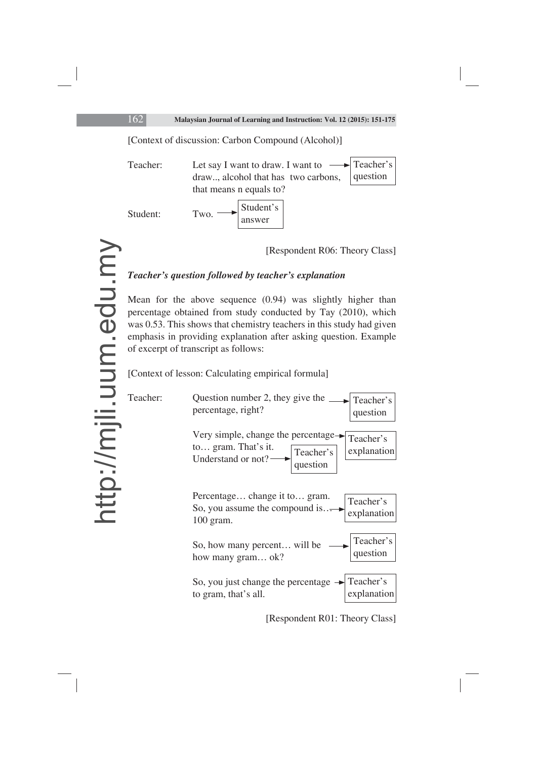[Context of discussion: Carbon Compound (Alcohol)]

| | | |
|---|---|---|
| Teacher: | Let say I want to draw. I want to draw.., alcohol that has two carbons, that means n equals to? | → Teacher's question |
| Student: | Two. | → Student's answer |

[Respondent R06: Theory Class]

***Teacher's question followed by teacher's explanation***

Mean for the above sequence (0.94) was slightly higher than percentage obtained from study conducted by Tay (2010), which was 0.53. This shows that chemistry teachers in this study had given emphasis in providing explanation after asking question. Example of excerpt of transcript as follows:

[Context of lesson: Calculating empirical formula]

| | | |
|---|---|---|
| Teacher: | Question number 2, they give the percentage, right? | → Teacher's question |
| | Very simple, change the percentage to… gram. That's it. | → Teacher's explanation |
| | Understand or not? | → Teacher's question |
| | Percentage… change it to… gram. So, you assume the compound is… 100 gram. | → Teacher's explanation |
| | So, how many percent… will be how many gram… ok? | → Teacher's question |
| | So, you just change the percentage to gram, that's all. | → Teacher's explanation |

[Respondent R01: Theory Class]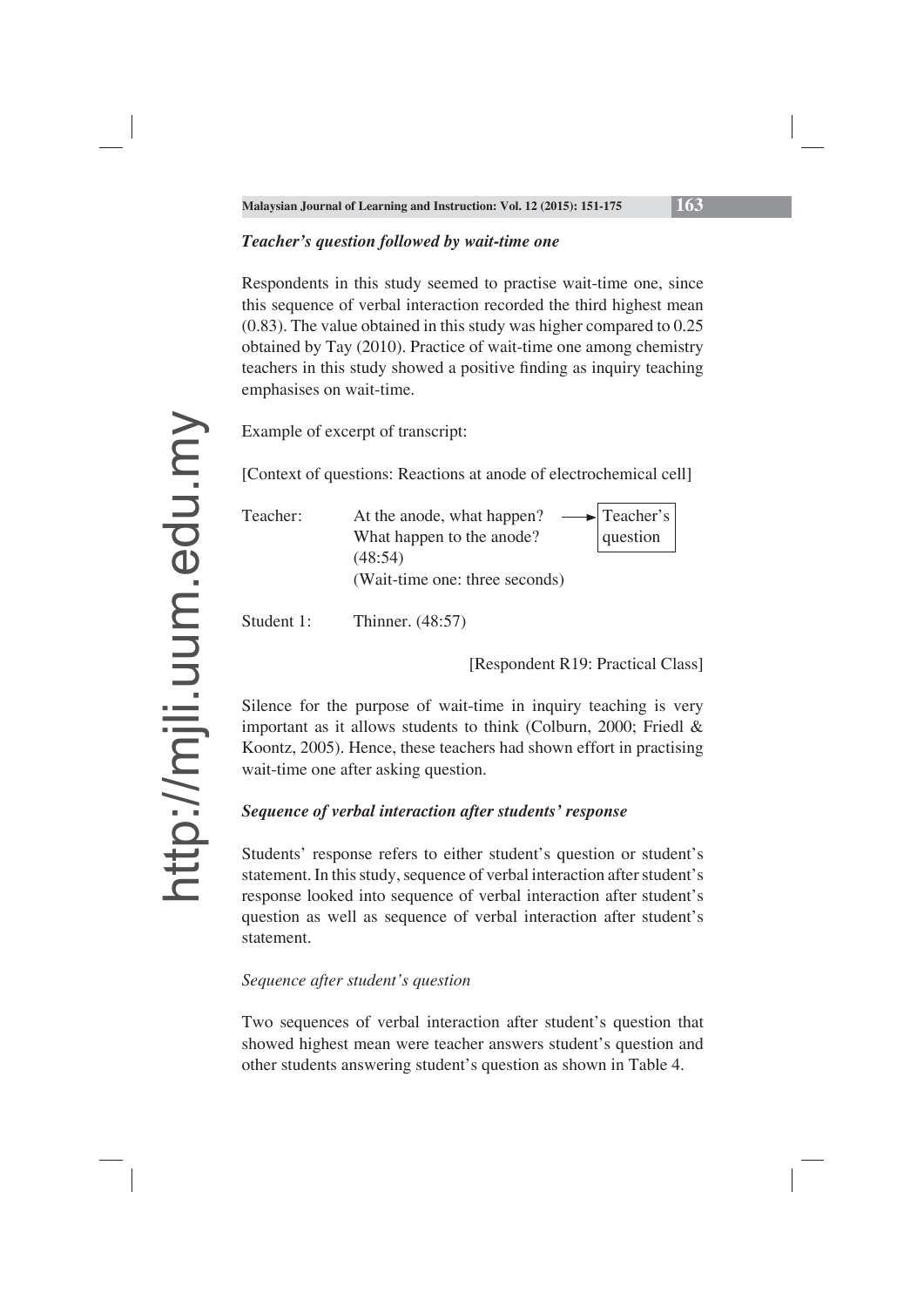### *Teacher's question followed by wait-time one*

Respondents in this study seemed to practise wait-time one, since this sequence of verbal interaction recorded the third highest mean (0.83). The value obtained in this study was higher compared to 0.25 obtained by Tay (2010). Practice of wait-time one among chemistry teachers in this study showed a positive finding as inquiry teaching emphasises on wait-time.

Example of excerpt of transcript:

[Context of questions: Reactions at anode of electrochemical cell]

Teacher: At the anode, what happen? What happen to the anode? (48:54) → Teacher's question
(Wait-time one: three seconds)

Student 1: Thinner. (48:57)

[Respondent R19: Practical Class]

Silence for the purpose of wait-time in inquiry teaching is very important as it allows students to think (Colburn, 2000; Friedl & Koontz, 2005). Hence, these teachers had shown effort in practising wait-time one after asking question.

### *Sequence of verbal interaction after students' response*

Students' response refers to either student's question or student's statement. In this study, sequence of verbal interaction after student's response looked into sequence of verbal interaction after student's question as well as sequence of verbal interaction after student's statement.

#### *Sequence after student's question*

Two sequences of verbal interaction after student's question that showed highest mean were teacher answers student's question and other students answering student's question as shown in Table 4.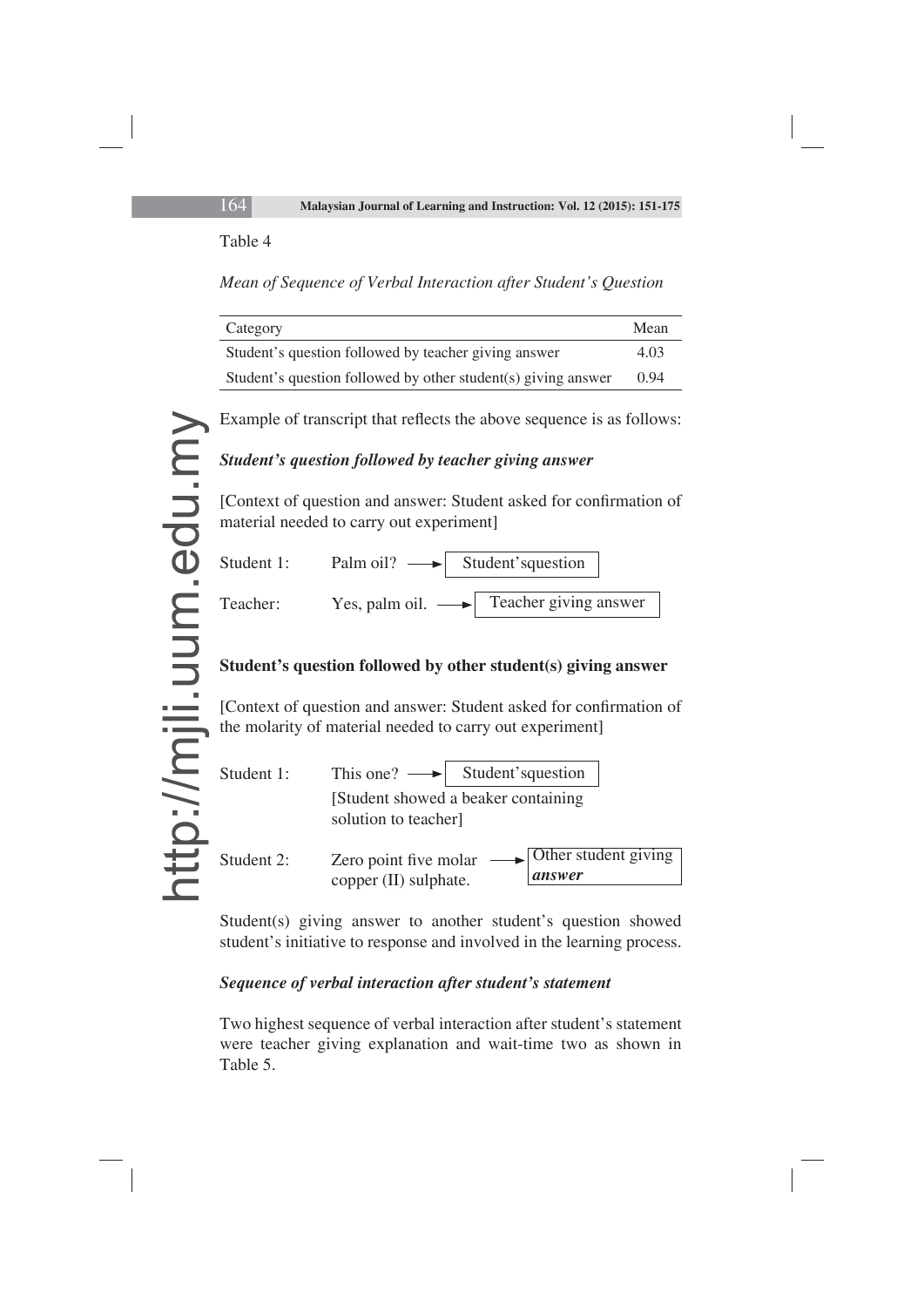Table 4

*Mean of Sequence of Verbal Interaction after Student's Question*

| Category | Mean |
|---|---|
| Student's question followed by teacher giving answer | 4.03 |
| Student's question followed by other student(s) giving answer | 0.94 |

Example of transcript that reflects the above sequence is as follows:

***Student's question followed by teacher giving answer***

[Context of question and answer: Student asked for confirmation of material needed to carry out experiment]

Student 1: Palm oil? → Student'squestion

Teacher: Yes, palm oil. → Teacher giving answer

**Student's question followed by other student(s) giving answer**

[Context of question and answer: Student asked for confirmation of the molarity of material needed to carry out experiment]

Student 1: This one? → Student'squestion
[Student showed a beaker containing solution to teacher]

Student 2: Zero point five molar copper (II) sulphate. → Other student giving ***answer***

Student(s) giving answer to another student's question showed student's initiative to response and involved in the learning process.

***Sequence of verbal interaction after student's statement***

Two highest sequence of verbal interaction after student's statement were teacher giving explanation and wait-time two as shown in Table 5.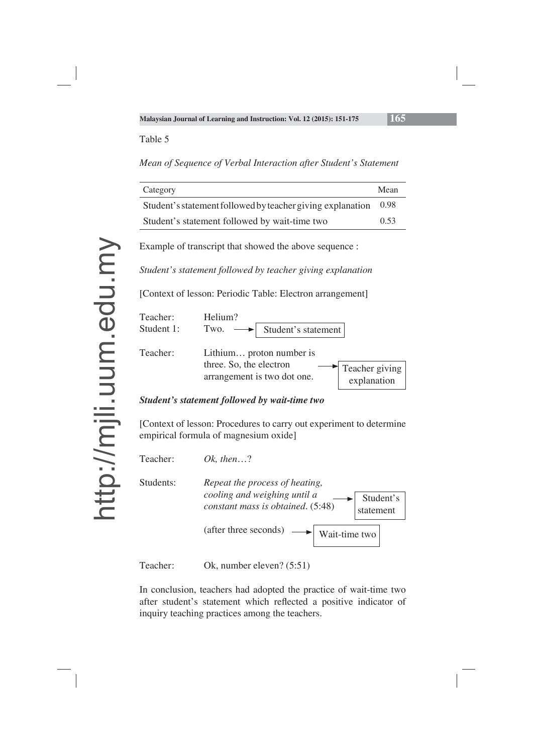Table 5

*Mean of Sequence of Verbal Interaction after Student's Statement*

| Category | Mean |
|---|---|
| Student's statement followed by teacher giving explanation | 0.98 |
| Student's statement followed by wait-time two | 0.53 |

Example of transcript that showed the above sequence :

*Student's statement followed by teacher giving explanation*

[Context of lesson: Periodic Table: Electron arrangement]

Teacher: Helium?
Student 1: Two. → Student's statement

Teacher: Lithium… proton number is three. So, the electron arrangement is two dot one. → Teacher giving explanation

***Student's statement followed by wait-time two***

[Context of lesson: Procedures to carry out experiment to determine empirical formula of magnesium oxide]

Teacher: *Ok, then*…?

Students: *Repeat the process of heating, cooling and weighing until a constant mass is obtained*. (5:48) → Student's statement

(after three seconds) → Wait-time two

Teacher: Ok, number eleven? (5:51)

In conclusion, teachers had adopted the practice of wait-time two after student's statement which reflected a positive indicator of inquiry teaching practices among the teachers.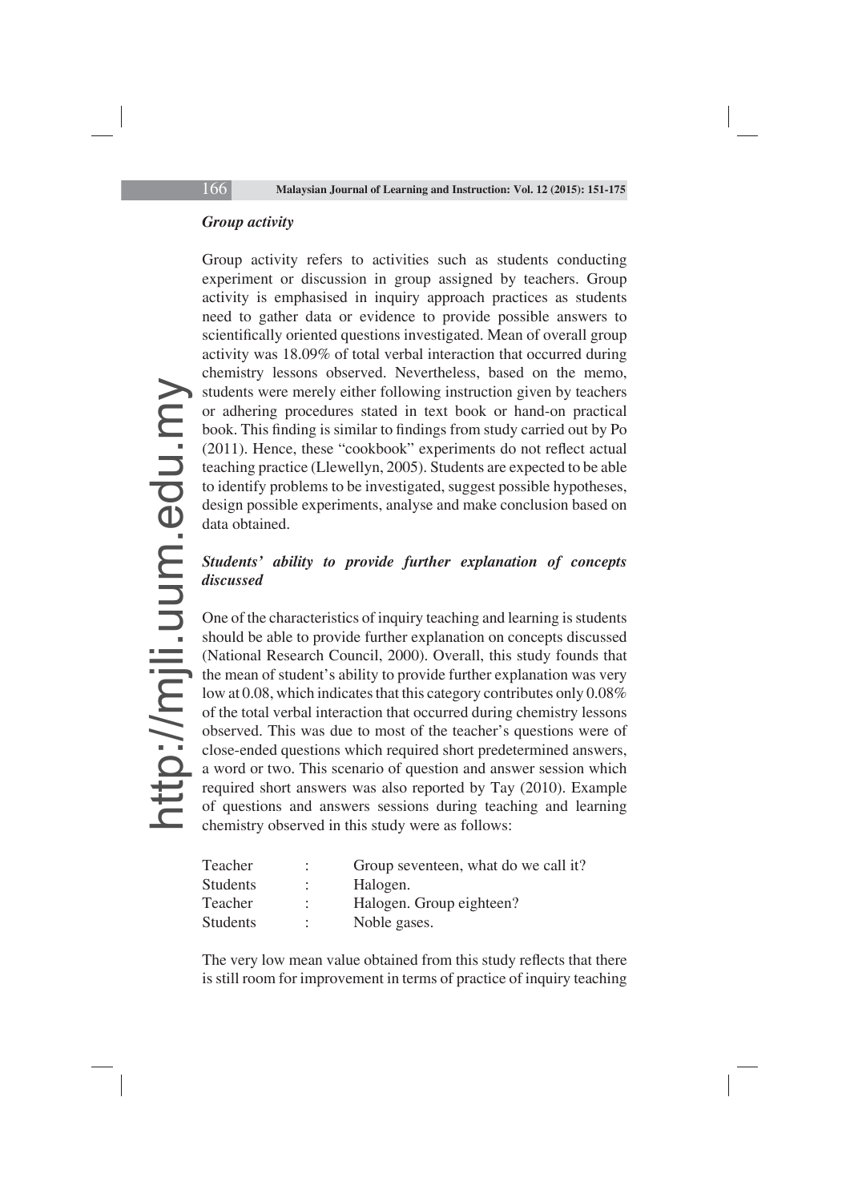***Group activity***

Group activity refers to activities such as students conducting experiment or discussion in group assigned by teachers. Group activity is emphasised in inquiry approach practices as students need to gather data or evidence to provide possible answers to scientifically oriented questions investigated. Mean of overall group activity was 18.09% of total verbal interaction that occurred during chemistry lessons observed. Nevertheless, based on the memo, students were merely either following instruction given by teachers or adhering procedures stated in text book or hand-on practical book. This finding is similar to findings from study carried out by Po (2011). Hence, these "cookbook" experiments do not reflect actual teaching practice (Llewellyn, 2005). Students are expected to be able to identify problems to be investigated, suggest possible hypotheses, design possible experiments, analyse and make conclusion based on data obtained.

***Students' ability to provide further explanation of concepts discussed***

One of the characteristics of inquiry teaching and learning is students should be able to provide further explanation on concepts discussed (National Research Council, 2000). Overall, this study founds that the mean of student's ability to provide further explanation was very low at 0.08, which indicates that this category contributes only 0.08% of the total verbal interaction that occurred during chemistry lessons observed. This was due to most of the teacher's questions were of close-ended questions which required short predetermined answers, a word or two. This scenario of question and answer session which required short answers was also reported by Tay (2010). Example of questions and answers sessions during teaching and learning chemistry observed in this study were as follows:

Teacher : Group seventeen, what do we call it?
Students : Halogen.
Teacher : Halogen. Group eighteen?
Students : Noble gases.

The very low mean value obtained from this study reflects that there is still room for improvement in terms of practice of inquiry teaching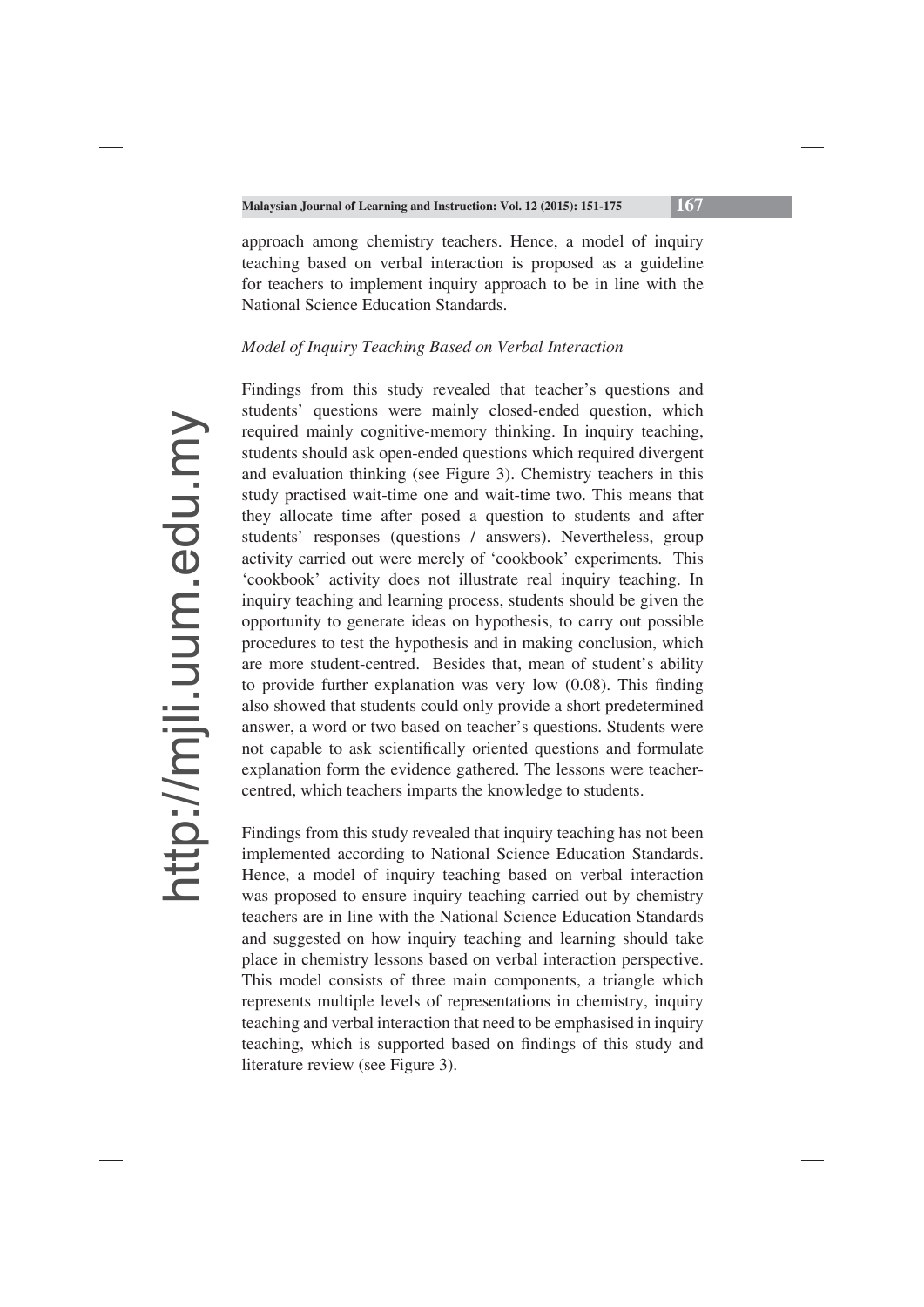approach among chemistry teachers. Hence, a model of inquiry teaching based on verbal interaction is proposed as a guideline for teachers to implement inquiry approach to be in line with the National Science Education Standards.

*Model of Inquiry Teaching Based on Verbal Interaction*

Findings from this study revealed that teacher's questions and students' questions were mainly closed-ended question, which required mainly cognitive-memory thinking. In inquiry teaching, students should ask open-ended questions which required divergent and evaluation thinking (see Figure 3). Chemistry teachers in this study practised wait-time one and wait-time two. This means that they allocate time after posed a question to students and after students' responses (questions / answers). Nevertheless, group activity carried out were merely of 'cookbook' experiments. This 'cookbook' activity does not illustrate real inquiry teaching. In inquiry teaching and learning process, students should be given the opportunity to generate ideas on hypothesis, to carry out possible procedures to test the hypothesis and in making conclusion, which are more student-centred. Besides that, mean of student's ability to provide further explanation was very low (0.08). This finding also showed that students could only provide a short predetermined answer, a word or two based on teacher's questions. Students were not capable to ask scientifically oriented questions and formulate explanation form the evidence gathered. The lessons were teacher-centred, which teachers imparts the knowledge to students.

Findings from this study revealed that inquiry teaching has not been implemented according to National Science Education Standards. Hence, a model of inquiry teaching based on verbal interaction was proposed to ensure inquiry teaching carried out by chemistry teachers are in line with the National Science Education Standards and suggested on how inquiry teaching and learning should take place in chemistry lessons based on verbal interaction perspective. This model consists of three main components, a triangle which represents multiple levels of representations in chemistry, inquiry teaching and verbal interaction that need to be emphasised in inquiry teaching, which is supported based on findings of this study and literature review (see Figure 3).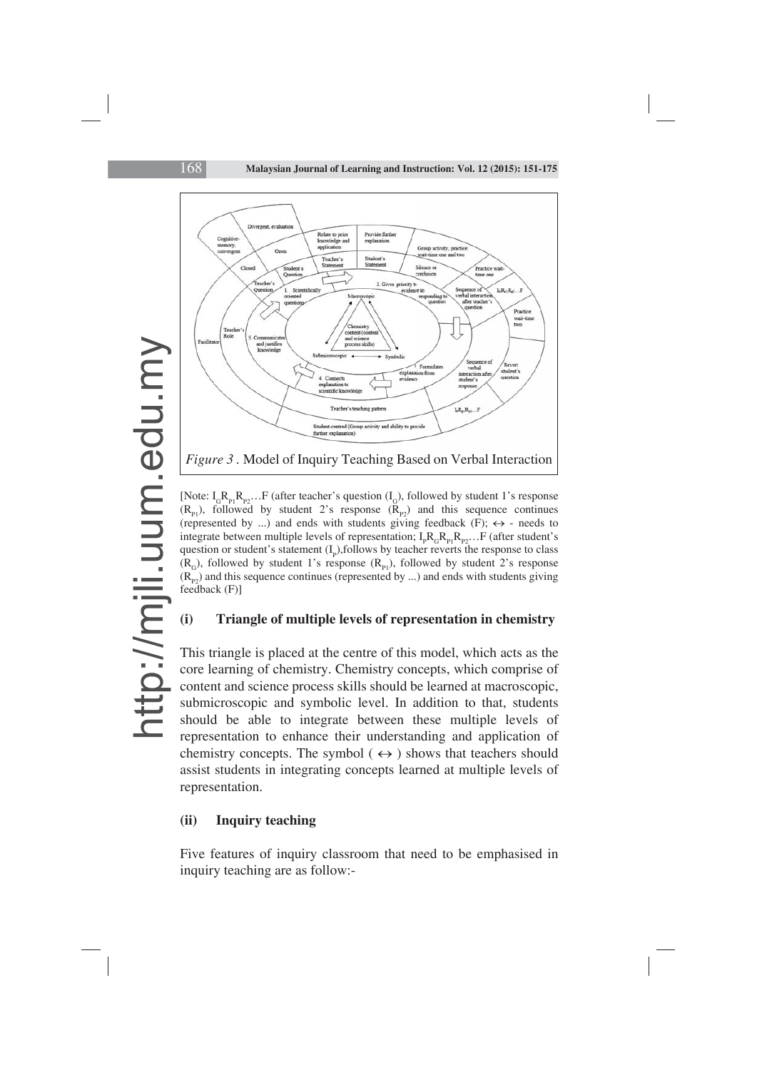*Figure 3*. Model of Inquiry Teaching Based on Verbal Interaction

[Note: $I_G R_{P1} R_{P2}$…F (after teacher's question ($I_G$), followed by student 1's response ($R_{P1}$), followed by student 2's response ($R_{P2}$) and this sequence continues (represented by ...) and ends with students giving feedback (F); $\leftrightarrow$ - needs to integrate between multiple levels of representation; $I_P R_G R_{P1} R_{P2}$…F (after student's question or student's statement ($I_P$),follows by teacher reverts the response to class ($R_G$), followed by student 1's response ($R_{P1}$), followed by student 2's response ($R_{P2}$) and this sequence continues (represented by ...) and ends with students giving feedback (F)]

### (i) Triangle of multiple levels of representation in chemistry

This triangle is placed at the centre of this model, which acts as the core learning of chemistry. Chemistry concepts, which comprise of content and science process skills should be learned at macroscopic, submicroscopic and symbolic level. In addition to that, students should be able to integrate between these multiple levels of representation to enhance their understanding and application of chemistry concepts. The symbol ( $\leftrightarrow$ ) shows that teachers should assist students in integrating concepts learned at multiple levels of representation.

### (ii) Inquiry teaching

Five features of inquiry classroom that need to be emphasised in inquiry teaching are as follow:-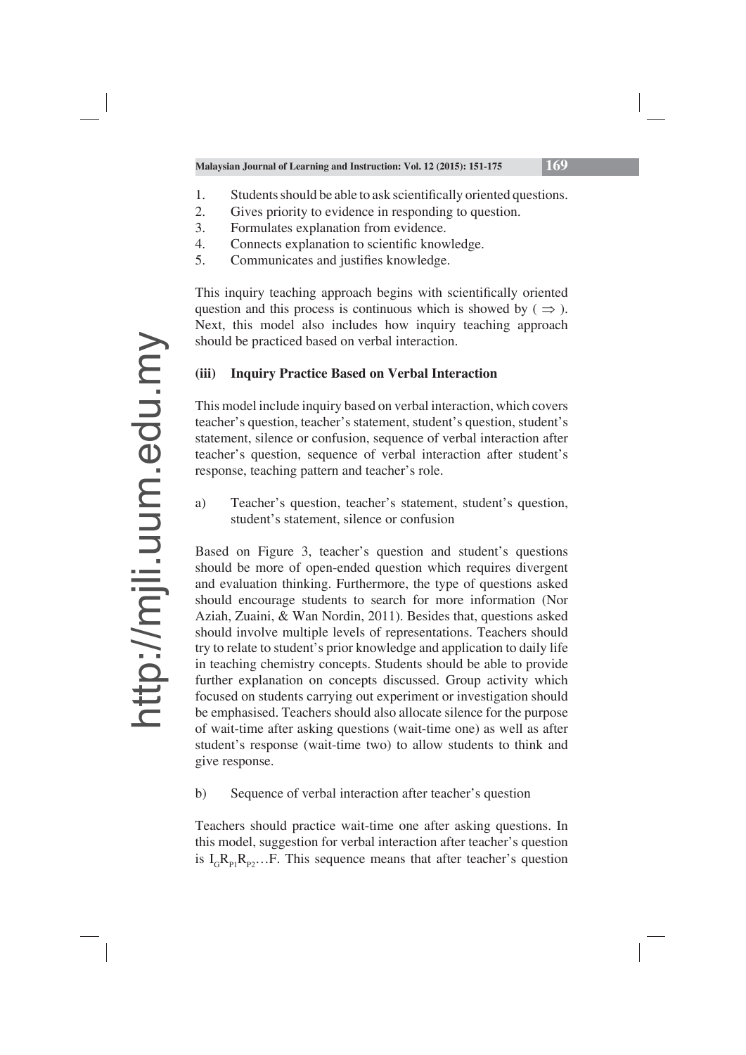1. Students should be able to ask scientifically oriented questions.
2. Gives priority to evidence in responding to question.
3. Formulates explanation from evidence.
4. Connects explanation to scientific knowledge.
5. Communicates and justifies knowledge.

This inquiry teaching approach begins with scientifically oriented question and this process is continuous which is showed by ( $\Rightarrow$ ). Next, this model also includes how inquiry teaching approach should be practiced based on verbal interaction.

### (iii) Inquiry Practice Based on Verbal Interaction

This model include inquiry based on verbal interaction, which covers teacher's question, teacher's statement, student's question, student's statement, silence or confusion, sequence of verbal interaction after teacher's question, sequence of verbal interaction after student's response, teaching pattern and teacher's role.

a) Teacher's question, teacher's statement, student's question, student's statement, silence or confusion

Based on Figure 3, teacher's question and student's questions should be more of open-ended question which requires divergent and evaluation thinking. Furthermore, the type of questions asked should encourage students to search for more information (Nor Aziah, Zuaini, & Wan Nordin, 2011). Besides that, questions asked should involve multiple levels of representations. Teachers should try to relate to student's prior knowledge and application to daily life in teaching chemistry concepts. Students should be able to provide further explanation on concepts discussed. Group activity which focused on students carrying out experiment or investigation should be emphasised. Teachers should also allocate silence for the purpose of wait-time after asking questions (wait-time one) as well as after student's response (wait-time two) to allow students to think and give response.

b) Sequence of verbal interaction after teacher's question

Teachers should practice wait-time one after asking questions. In this model, suggestion for verbal interaction after teacher's question is $I_G R_{P1} R_{P2} \ldots F$. This sequence means that after teacher's question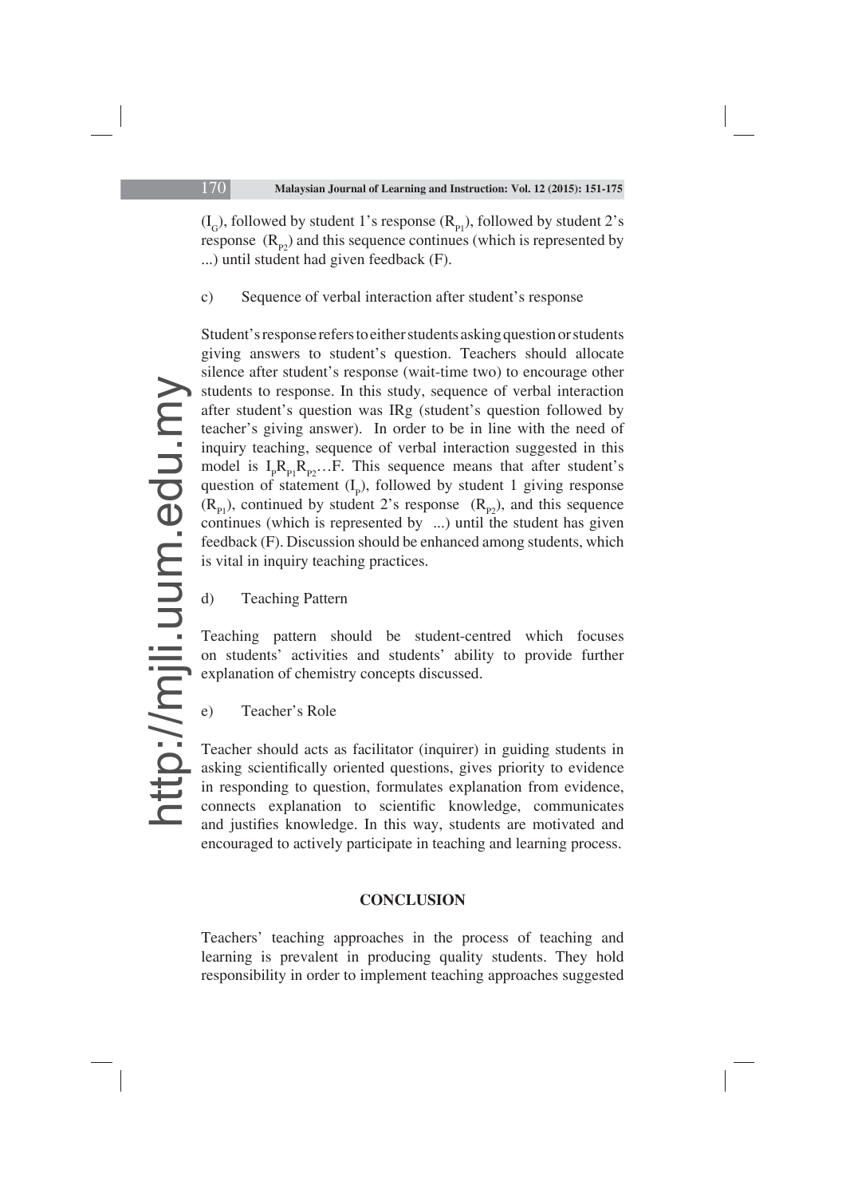($I_G$), followed by student 1's response ($R_{P1}$), followed by student 2's response ($R_{P2}$) and this sequence continues (which is represented by ...) until student had given feedback (F).

c) Sequence of verbal interaction after student's response

Student's response refers to either students asking question or students giving answers to student's question. Teachers should allocate silence after student's response (wait-time two) to encourage other students to response. In this study, sequence of verbal interaction after student's question was IRg (student's question followed by teacher's giving answer). In order to be in line with the need of inquiry teaching, sequence of verbal interaction suggested in this model is $I_P R_{P1} R_{P2}$…F. This sequence means that after student's question of statement ($I_P$), followed by student 1 giving response ($R_{P1}$), continued by student 2's response ($R_{P2}$), and this sequence continues (which is represented by ...) until the student has given feedback (F). Discussion should be enhanced among students, which is vital in inquiry teaching practices.

d) Teaching Pattern

Teaching pattern should be student-centred which focuses on students' activities and students' ability to provide further explanation of chemistry concepts discussed.

e) Teacher's Role

Teacher should acts as facilitator (inquirer) in guiding students in asking scientifically oriented questions, gives priority to evidence in responding to question, formulates explanation from evidence, connects explanation to scientific knowledge, communicates and justifies knowledge. In this way, students are motivated and encouraged to actively participate in teaching and learning process.

## CONCLUSION

Teachers' teaching approaches in the process of teaching and learning is prevalent in producing quality students. They hold responsibility in order to implement teaching approaches suggested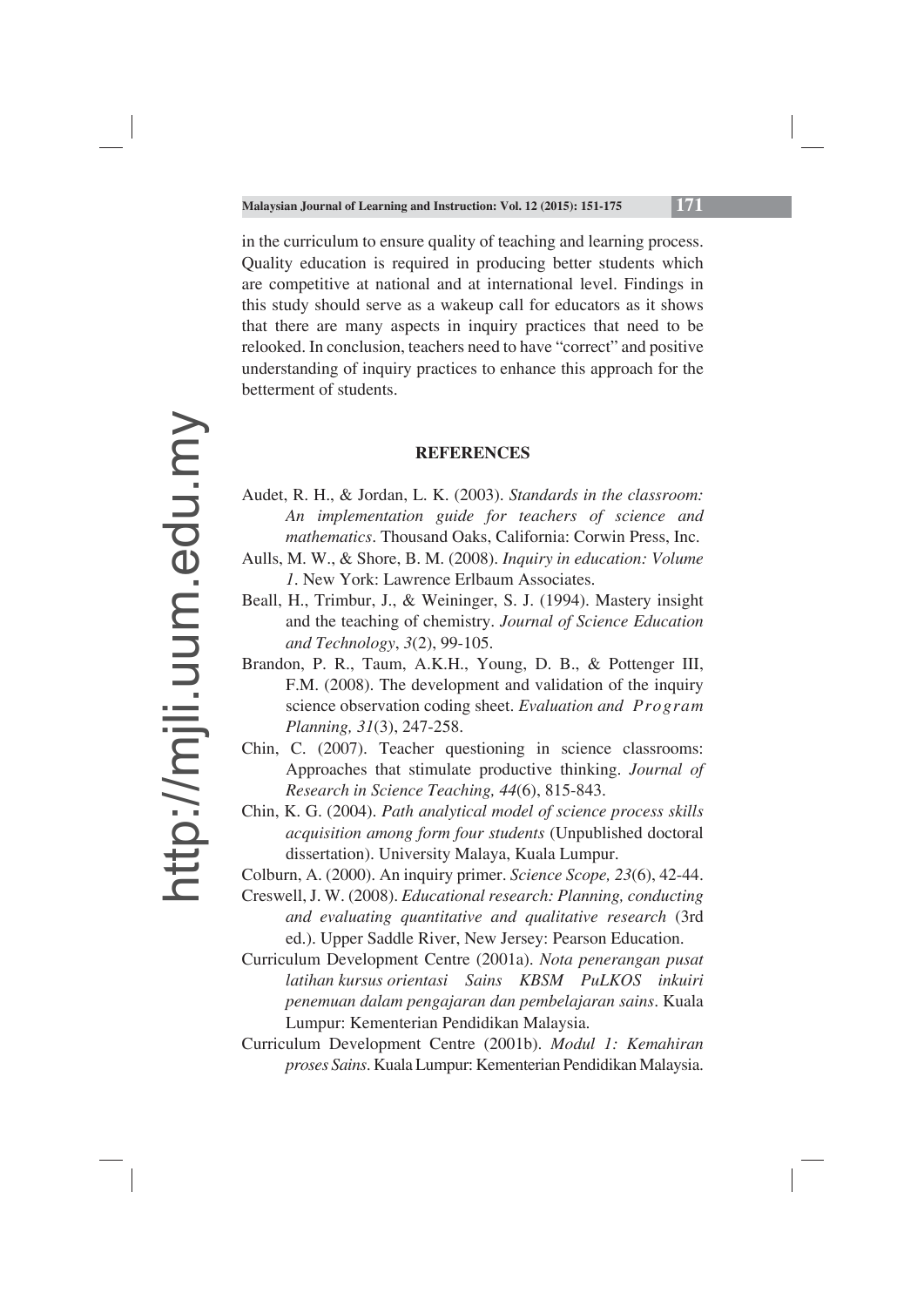in the curriculum to ensure quality of teaching and learning process. Quality education is required in producing better students which are competitive at national and at international level. Findings in this study should serve as a wakeup call for educators as it shows that there are many aspects in inquiry practices that need to be relooked. In conclusion, teachers need to have "correct" and positive understanding of inquiry practices to enhance this approach for the betterment of students.

## REFERENCES

Audet, R. H., & Jordan, L. K. (2003). *Standards in the classroom: An implementation guide for teachers of science and mathematics*. Thousand Oaks, California: Corwin Press, Inc.

Aulls, M. W., & Shore, B. M. (2008). *Inquiry in education: Volume 1*. New York: Lawrence Erlbaum Associates.

Beall, H., Trimbur, J., & Weininger, S. J. (1994). Mastery insight and the teaching of chemistry. *Journal of Science Education and Technology*, *3*(2), 99-105.

Brandon, P. R., Taum, A.K.H., Young, D. B., & Pottenger III, F.M. (2008). The development and validation of the inquiry science observation coding sheet. *Evaluation and Program Planning, 31*(3), 247-258.

Chin, C. (2007). Teacher questioning in science classrooms: Approaches that stimulate productive thinking. *Journal of Research in Science Teaching, 44*(6), 815-843.

Chin, K. G. (2004). *Path analytical model of science process skills acquisition among form four students* (Unpublished doctoral dissertation). University Malaya, Kuala Lumpur.

Colburn, A. (2000). An inquiry primer. *Science Scope, 23*(6), 42-44.

Creswell, J. W. (2008). *Educational research: Planning, conducting and evaluating quantitative and qualitative research* (3rd ed.). Upper Saddle River, New Jersey: Pearson Education.

Curriculum Development Centre (2001a). *Nota penerangan pusat latihan kursus orientasi Sains KBSM PuLKOS inkuiri penemuan dalam pengajaran dan pembelajaran sains*. Kuala Lumpur: Kementerian Pendidikan Malaysia.

Curriculum Development Centre (2001b). *Modul 1: Kemahiran proses Sains*. Kuala Lumpur: Kementerian Pendidikan Malaysia.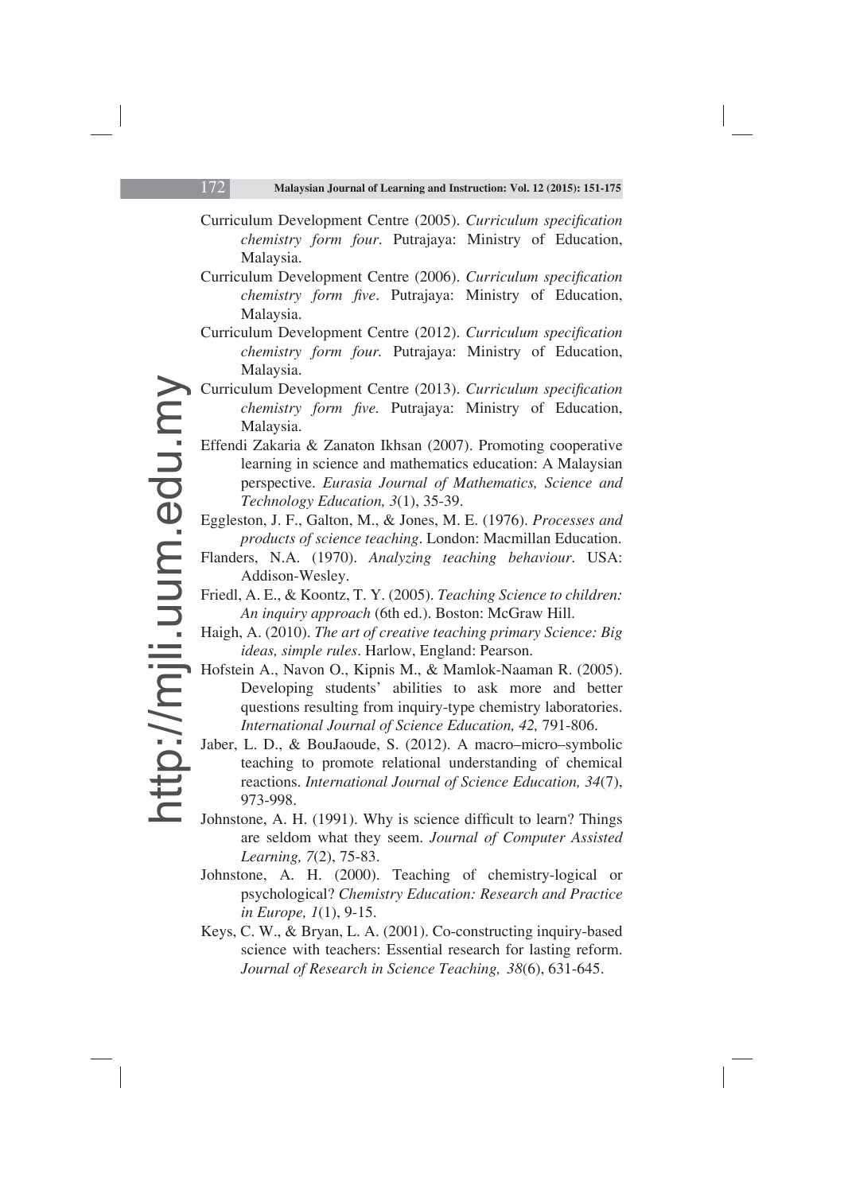Curriculum Development Centre (2005). *Curriculum specification chemistry form four*. Putrajaya: Ministry of Education, Malaysia.

Curriculum Development Centre (2006). *Curriculum specification chemistry form five*. Putrajaya: Ministry of Education, Malaysia.

Curriculum Development Centre (2012). *Curriculum specification chemistry form four.* Putrajaya: Ministry of Education, Malaysia.

Curriculum Development Centre (2013). *Curriculum specification chemistry form five.* Putrajaya: Ministry of Education, Malaysia.

Effendi Zakaria & Zanaton Ikhsan (2007). Promoting cooperative learning in science and mathematics education: A Malaysian perspective. *Eurasia Journal of Mathematics, Science and Technology Education, 3*(1), 35-39.

Eggleston, J. F., Galton, M., & Jones, M. E. (1976). *Processes and products of science teaching*. London: Macmillan Education.

Flanders, N.A. (1970). *Analyzing teaching behaviour.* USA: Addison-Wesley.

Friedl, A. E., & Koontz, T. Y. (2005). *Teaching Science to children: An inquiry approach* (6th ed.). Boston: McGraw Hill.

Haigh, A. (2010). *The art of creative teaching primary Science: Big ideas, simple rules*. Harlow, England: Pearson.

Hofstein A., Navon O., Kipnis M., & Mamlok-Naaman R. (2005). Developing students' abilities to ask more and better questions resulting from inquiry-type chemistry laboratories. *International Journal of Science Education, 42,* 791-806.

Jaber, L. D., & BouJaoude, S. (2012). A macro–micro–symbolic teaching to promote relational understanding of chemical reactions. *International Journal of Science Education, 34*(7), 973-998.

Johnstone, A. H. (1991). Why is science difficult to learn? Things are seldom what they seem. *Journal of Computer Assisted Learning, 7*(2), 75-83.

Johnstone, A. H. (2000). Teaching of chemistry-logical or psychological? *Chemistry Education: Research and Practice in Europe, 1*(1), 9-15.

Keys, C. W., & Bryan, L. A. (2001). Co-constructing inquiry-based science with teachers: Essential research for lasting reform. *Journal of Research in Science Teaching, 38*(6), 631-645.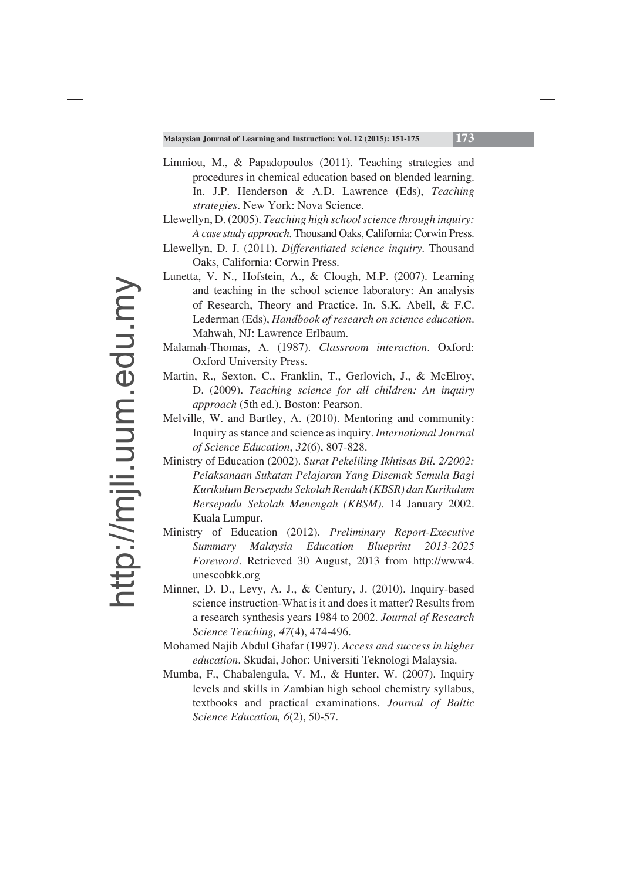Limniou, M., & Papadopoulos (2011). Teaching strategies and procedures in chemical education based on blended learning. In. J.P. Henderson & A.D. Lawrence (Eds), *Teaching strategies*. New York: Nova Science.

Llewellyn, D. (2005). *Teaching high school science through inquiry: A case study approach.* Thousand Oaks, California: Corwin Press.

Llewellyn, D. J. (2011). *Differentiated science inquiry*. Thousand Oaks, California: Corwin Press.

Lunetta, V. N., Hofstein, A., & Clough, M.P. (2007). Learning and teaching in the school science laboratory: An analysis of Research, Theory and Practice. In. S.K. Abell, & F.C. Lederman (Eds), *Handbook of research on science education*. Mahwah, NJ: Lawrence Erlbaum.

Malamah-Thomas, A. (1987). *Classroom interaction*. Oxford: Oxford University Press.

Martin, R., Sexton, C., Franklin, T., Gerlovich, J., & McElroy, D. (2009). *Teaching science for all children: An inquiry approach* (5th ed.). Boston: Pearson.

Melville, W. and Bartley, A. (2010). Mentoring and community: Inquiry as stance and science as inquiry. *International Journal of Science Education*, *32*(6), 807-828.

Ministry of Education (2002). *Surat Pekeliling Ikhtisas Bil. 2/2002: Pelaksanaan Sukatan Pelajaran Yang Disemak Semula Bagi Kurikulum Bersepadu Sekolah Rendah (KBSR) dan Kurikulum Bersepadu Sekolah Menengah (KBSM)*. 14 January 2002. Kuala Lumpur.

Ministry of Education (2012). *Preliminary Report-Executive Summary Malaysia Education Blueprint 2013-2025 Foreword*. Retrieved 30 August, 2013 from http://www4.unescobkk.org

Minner, D. D., Levy, A. J., & Century, J. (2010). Inquiry-based science instruction-What is it and does it matter? Results from a research synthesis years 1984 to 2002. *Journal of Research Science Teaching, 47*(4), 474-496.

Mohamed Najib Abdul Ghafar (1997). *Access and success in higher education*. Skudai, Johor: Universiti Teknologi Malaysia.

Mumba, F., Chabalengula, V. M., & Hunter, W. (2007). Inquiry levels and skills in Zambian high school chemistry syllabus, textbooks and practical examinations. *Journal of Baltic Science Education, 6*(2), 50-57.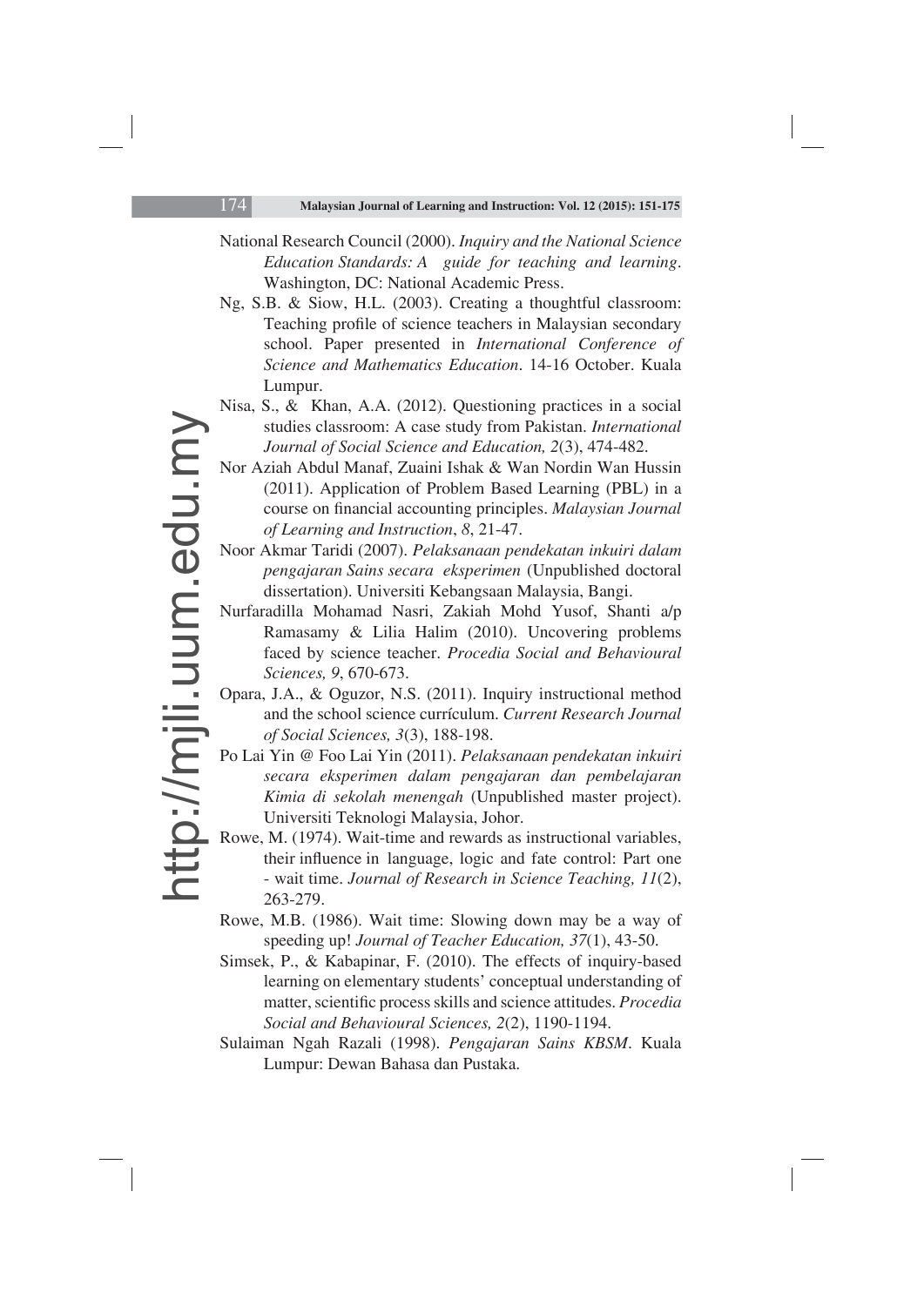National Research Council (2000). *Inquiry and the National Science Education Standards: A guide for teaching and learning*. Washington, DC: National Academic Press.

Ng, S.B. & Siow, H.L. (2003). Creating a thoughtful classroom: Teaching profile of science teachers in Malaysian secondary school. Paper presented in *International Conference of Science and Mathematics Education*. 14-16 October. Kuala Lumpur.

Nisa, S., & Khan, A.A. (2012). Questioning practices in a social studies classroom: A case study from Pakistan. *International Journal of Social Science and Education, 2*(3), 474-482.

Nor Aziah Abdul Manaf, Zuaini Ishak & Wan Nordin Wan Hussin (2011). Application of Problem Based Learning (PBL) in a course on financial accounting principles. *Malaysian Journal of Learning and Instruction*, *8*, 21-47.

Noor Akmar Taridi (2007). *Pelaksanaan pendekatan inkuiri dalam pengajaran Sains secara eksperimen* (Unpublished doctoral dissertation). Universiti Kebangsaan Malaysia, Bangi.

Nurfaradilla Mohamad Nasri, Zakiah Mohd Yusof, Shanti a/p Ramasamy & Lilia Halim (2010). Uncovering problems faced by science teacher. *Procedia Social and Behavioural Sciences, 9*, 670-673.

Opara, J.A., & Oguzor, N.S. (2011). Inquiry instructional method and the school science currículum. *Current Research Journal of Social Sciences, 3*(3), 188-198.

Po Lai Yin @ Foo Lai Yin (2011). *Pelaksanaan pendekatan inkuiri secara eksperimen dalam pengajaran dan pembelajaran Kimia di sekolah menengah* (Unpublished master project). Universiti Teknologi Malaysia, Johor.

Rowe, M. (1974). Wait-time and rewards as instructional variables, their influence in language, logic and fate control: Part one - wait time. *Journal of Research in Science Teaching, 11*(2), 263-279.

Rowe, M.B. (1986). Wait time: Slowing down may be a way of speeding up! *Journal of Teacher Education, 37*(1), 43-50.

Simsek, P., & Kabapinar, F. (2010). The effects of inquiry-based learning on elementary students' conceptual understanding of matter, scientific process skills and science attitudes. *Procedia Social and Behavioural Sciences, 2*(2), 1190-1194.

Sulaiman Ngah Razali (1998). *Pengajaran Sains KBSM*. Kuala Lumpur: Dewan Bahasa dan Pustaka.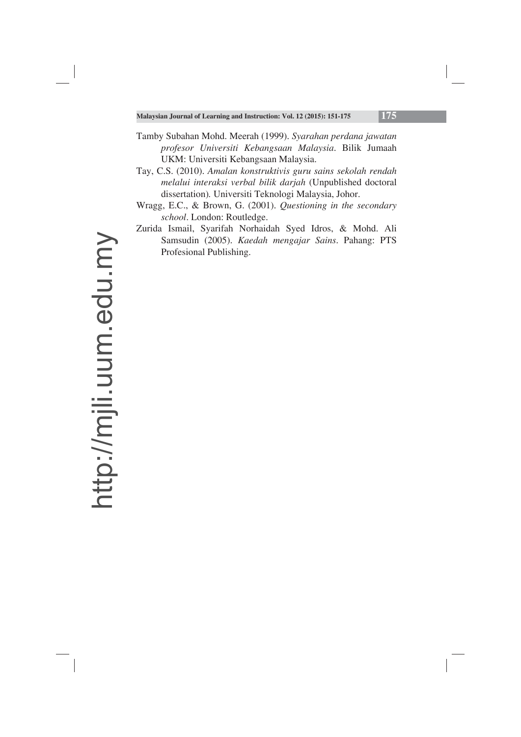Tamby Subahan Mohd. Meerah (1999). *Syarahan perdana jawatan profesor Universiti Kebangsaan Malaysia*. Bilik Jumaah UKM: Universiti Kebangsaan Malaysia.

Tay, C.S. (2010). *Amalan konstruktivis guru sains sekolah rendah melalui interaksi verbal bilik darjah* (Unpublished doctoral dissertation). Universiti Teknologi Malaysia, Johor.

Wragg, E.C., & Brown, G. (2001). *Questioning in the secondary school*. London: Routledge.

Zurida Ismail, Syarifah Norhaidah Syed Idros, & Mohd. Ali Samsudin (2005). *Kaedah mengajar Sains*. Pahang: PTS Profesional Publishing.